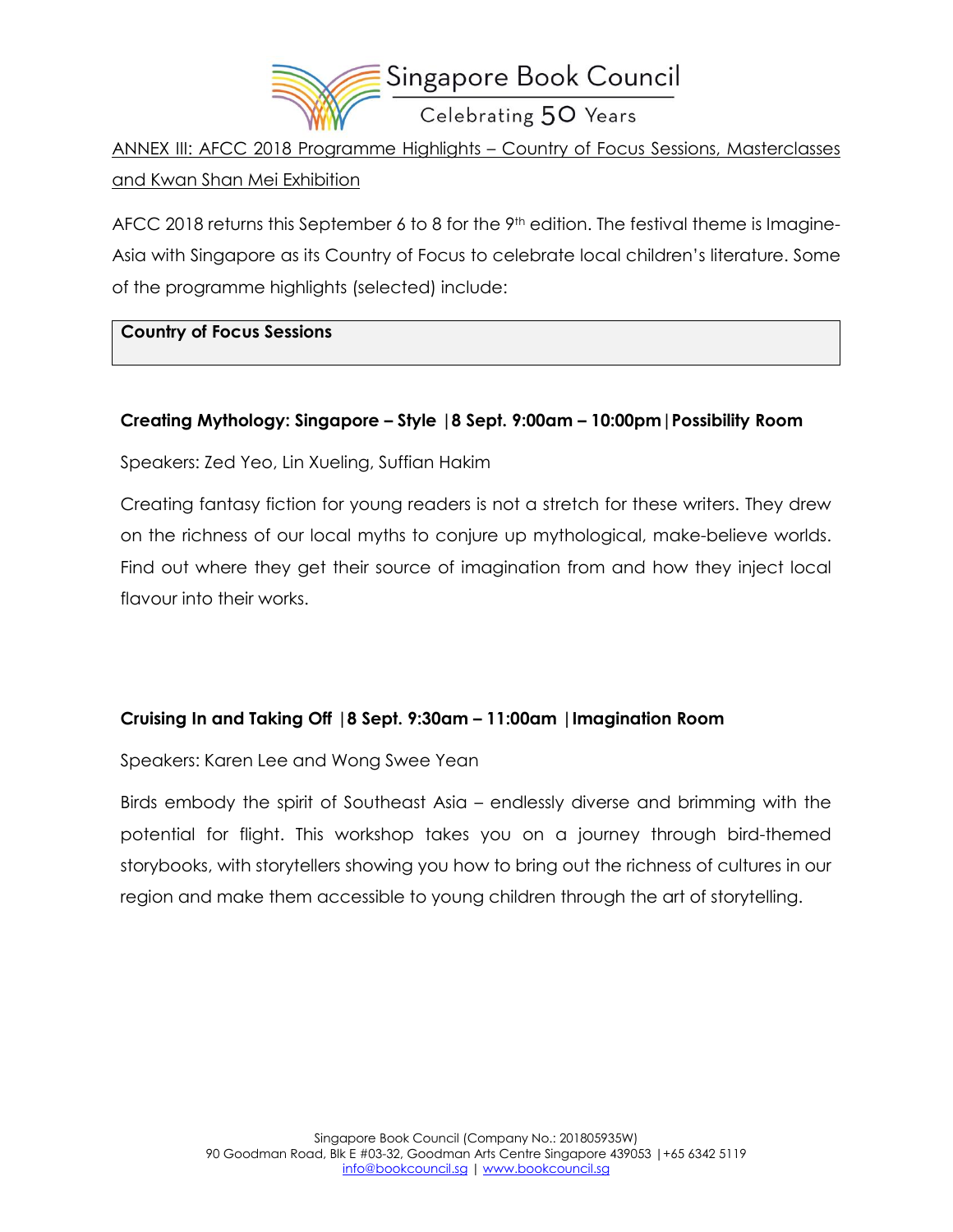Singapore Book Council

Celebrating 50 Years

ANNEX III: AFCC 2018 Programme Highlights – Country of Focus Sessions, Masterclasses and Kwan Shan Mei Exhibition

AFCC 2018 returns this September 6 to 8 for the 9th edition. The festival theme is Imagine-Asia with Singapore as its Country of Focus to celebrate local children's literature. Some of the programme highlights (selected) include:

| **Country of Focus Sessions** |
|---|

**Creating Mythology: Singapore – Style |8 Sept. 9:00am – 10:00pm|Possibility Room**

Speakers: Zed Yeo, Lin Xueling, Suffian Hakim

Creating fantasy fiction for young readers is not a stretch for these writers. They drew on the richness of our local myths to conjure up mythological, make-believe worlds. Find out where they get their source of imagination from and how they inject local flavour into their works.

**Cruising In and Taking Off |8 Sept. 9:30am – 11:00am |Imagination Room**

Speakers: Karen Lee and Wong Swee Yean

Birds embody the spirit of Southeast Asia – endlessly diverse and brimming with the potential for flight. This workshop takes you on a journey through bird-themed storybooks, with storytellers showing you how to bring out the richness of cultures in our region and make them accessible to young children through the art of storytelling.

Singapore Book Council (Company No.: 201805935W)
90 Goodman Road, Blk E #03-32, Goodman Arts Centre Singapore 439053 |+65 6342 5119
info@bookcouncil.sg | www.bookcouncil.sg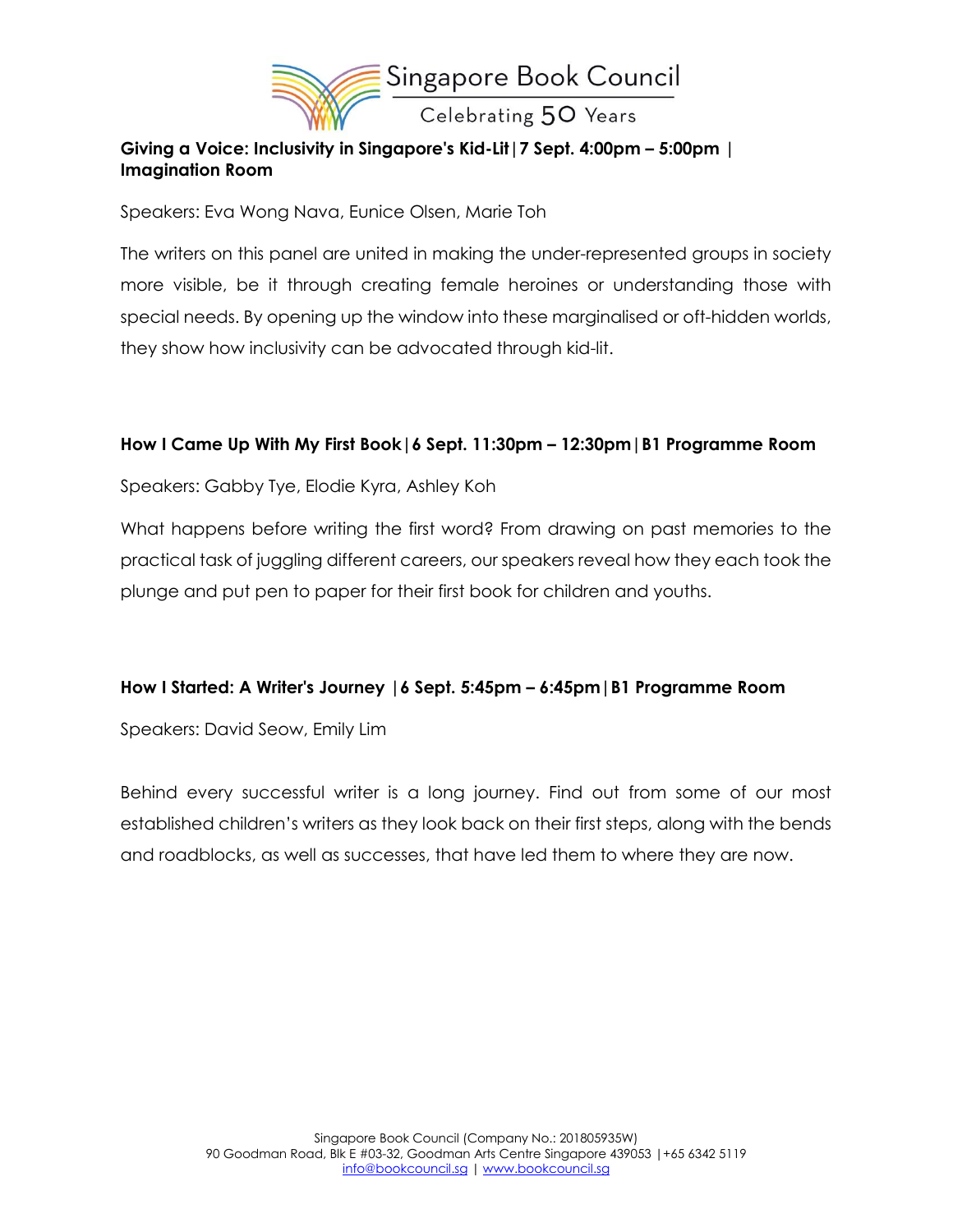**Giving a Voice: Inclusivity in Singapore's Kid-Lit | 7 Sept. 4:00pm – 5:00pm | Imagination Room**

Speakers: Eva Wong Nava, Eunice Olsen, Marie Toh

The writers on this panel are united in making the under-represented groups in society more visible, be it through creating female heroines or understanding those with special needs. By opening up the window into these marginalised or oft-hidden worlds, they show how inclusivity can be advocated through kid-lit.

**How I Came Up With My First Book | 6 Sept. 11:30pm – 12:30pm | B1 Programme Room**

Speakers: Gabby Tye, Elodie Kyra, Ashley Koh

What happens before writing the first word? From drawing on past memories to the practical task of juggling different careers, our speakers reveal how they each took the plunge and put pen to paper for their first book for children and youths.

**How I Started: A Writer's Journey | 6 Sept. 5:45pm – 6:45pm | B1 Programme Room**

Speakers: David Seow, Emily Lim

Behind every successful writer is a long journey. Find out from some of our most established children's writers as they look back on their first steps, along with the bends and roadblocks, as well as successes, that have led them to where they are now.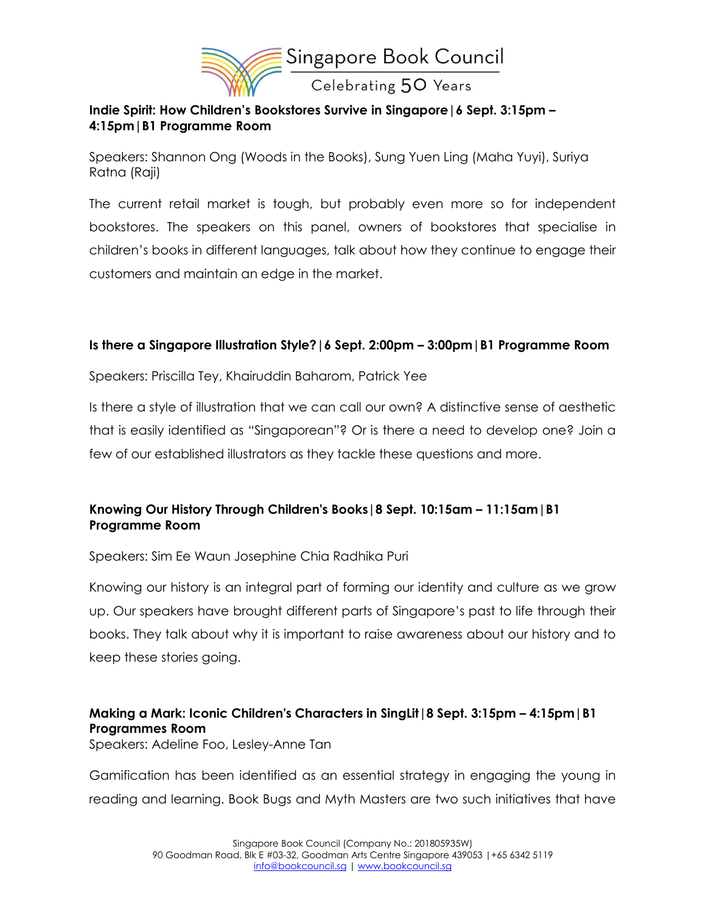**Indie Spirit: How Children's Bookstores Survive in Singapore | 6 Sept. 3:15pm – 4:15pm | B1 Programme Room**

Speakers: Shannon Ong (Woods in the Books), Sung Yuen Ling (Maha Yuyi), Suriya Ratna (Raji)

The current retail market is tough, but probably even more so for independent bookstores. The speakers on this panel, owners of bookstores that specialise in children's books in different languages, talk about how they continue to engage their customers and maintain an edge in the market.

**Is there a Singapore Illustration Style? | 6 Sept. 2:00pm – 3:00pm | B1 Programme Room**

Speakers: Priscilla Tey, Khairuddin Baharom, Patrick Yee

Is there a style of illustration that we can call our own? A distinctive sense of aesthetic that is easily identified as "Singaporean"? Or is there a need to develop one? Join a few of our established illustrators as they tackle these questions and more.

**Knowing Our History Through Children's Books | 8 Sept. 10:15am – 11:15am | B1 Programme Room**

Speakers: Sim Ee Waun Josephine Chia Radhika Puri

Knowing our history is an integral part of forming our identity and culture as we grow up. Our speakers have brought different parts of Singapore's past to life through their books. They talk about why it is important to raise awareness about our history and to keep these stories going.

**Making a Mark: Iconic Children's Characters in SingLit | 8 Sept. 3:15pm – 4:15pm | B1 Programmes Room**

Speakers: Adeline Foo, Lesley-Anne Tan

Gamification has been identified as an essential strategy in engaging the young in reading and learning. Book Bugs and Myth Masters are two such initiatives that have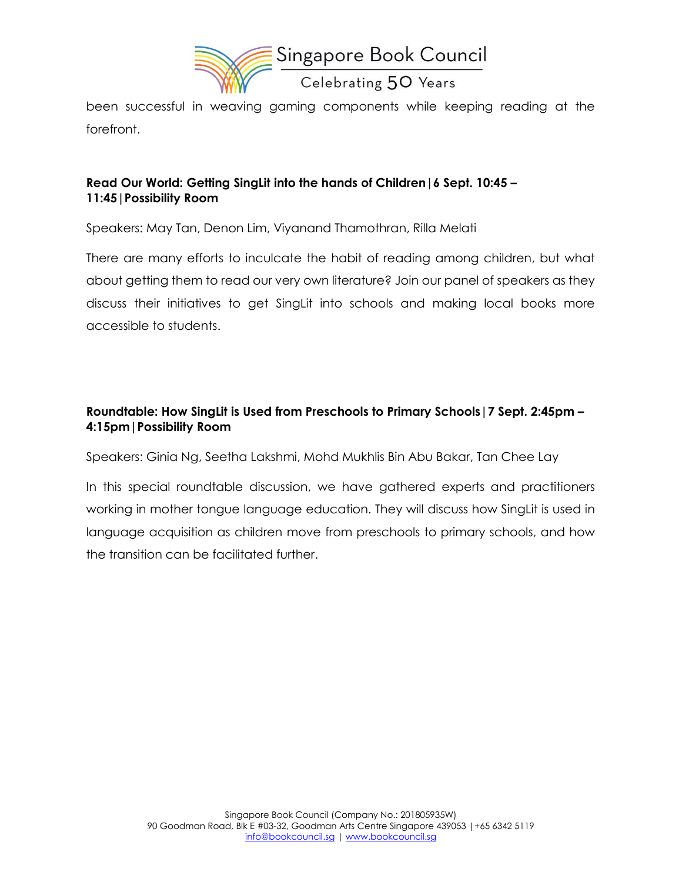been successful in weaving gaming components while keeping reading at the forefront.

**Read Our World: Getting SingLit into the hands of Children | 6 Sept. 10:45 – 11:45 | Possibility Room**

Speakers: May Tan, Denon Lim, Viyanand Thamothran, Rilla Melati

There are many efforts to inculcate the habit of reading among children, but what about getting them to read our very own literature? Join our panel of speakers as they discuss their initiatives to get SingLit into schools and making local books more accessible to students.

**Roundtable: How SingLit is Used from Preschools to Primary Schools | 7 Sept. 2:45pm – 4:15pm | Possibility Room**

Speakers: Ginia Ng, Seetha Lakshmi, Mohd Mukhlis Bin Abu Bakar, Tan Chee Lay

In this special roundtable discussion, we have gathered experts and practitioners working in mother tongue language education. They will discuss how SingLit is used in language acquisition as children move from preschools to primary schools, and how the transition can be facilitated further.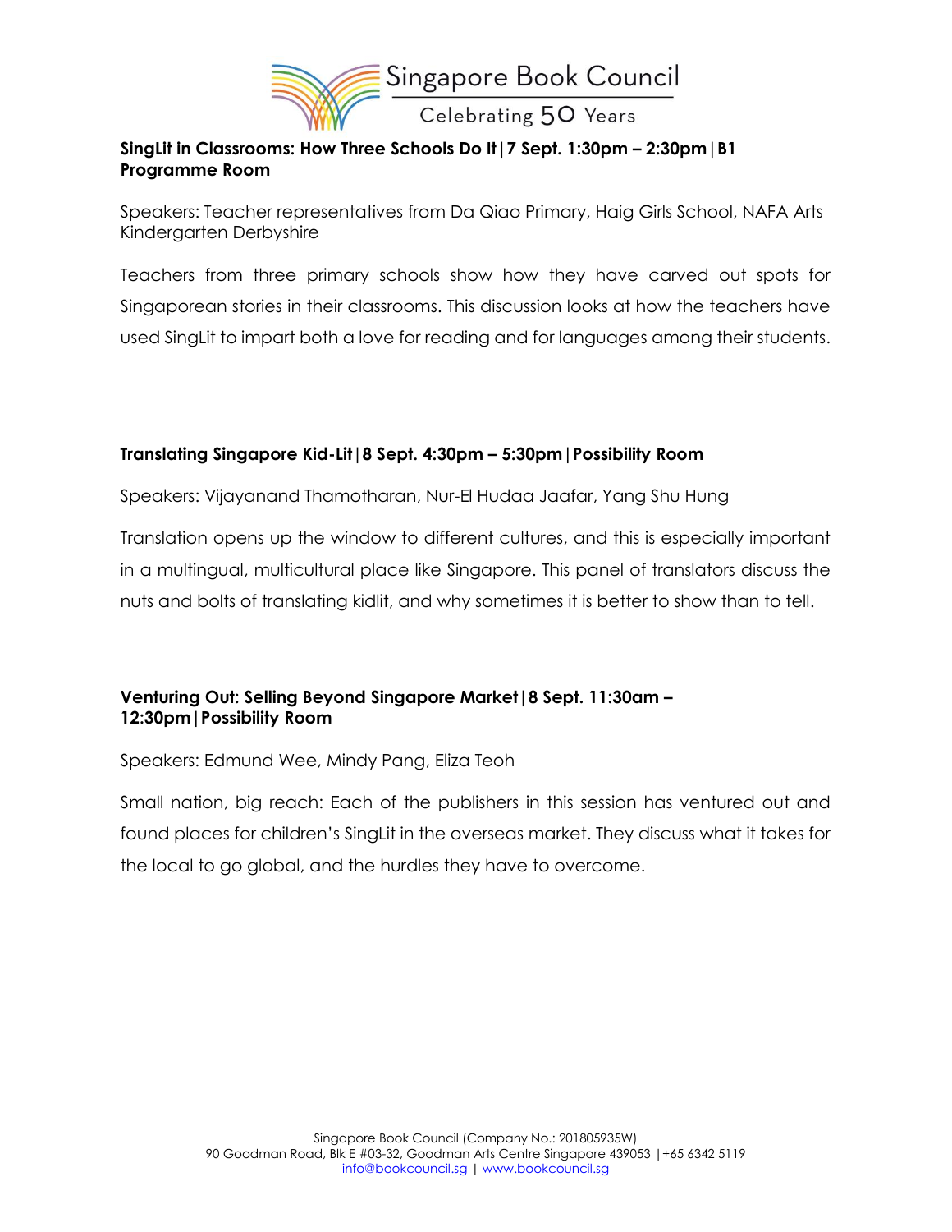**SingLit in Classrooms: How Three Schools Do It | 7 Sept. 1:30pm – 2:30pm | B1 Programme Room**

Speakers: Teacher representatives from Da Qiao Primary, Haig Girls School, NAFA Arts Kindergarten Derbyshire

Teachers from three primary schools show how they have carved out spots for Singaporean stories in their classrooms. This discussion looks at how the teachers have used SingLit to impart both a love for reading and for languages among their students.

**Translating Singapore Kid-Lit | 8 Sept. 4:30pm – 5:30pm | Possibility Room**

Speakers: Vijayanand Thamotharan, Nur-El Hudaa Jaafar, Yang Shu Hung

Translation opens up the window to different cultures, and this is especially important in a multilingual, multicultural place like Singapore. This panel of translators discuss the nuts and bolts of translating kidlit, and why sometimes it is better to show than to tell.

**Venturing Out: Selling Beyond Singapore Market | 8 Sept. 11:30am – 12:30pm | Possibility Room**

Speakers: Edmund Wee, Mindy Pang, Eliza Teoh

Small nation, big reach: Each of the publishers in this session has ventured out and found places for children's SingLit in the overseas market. They discuss what it takes for the local to go global, and the hurdles they have to overcome.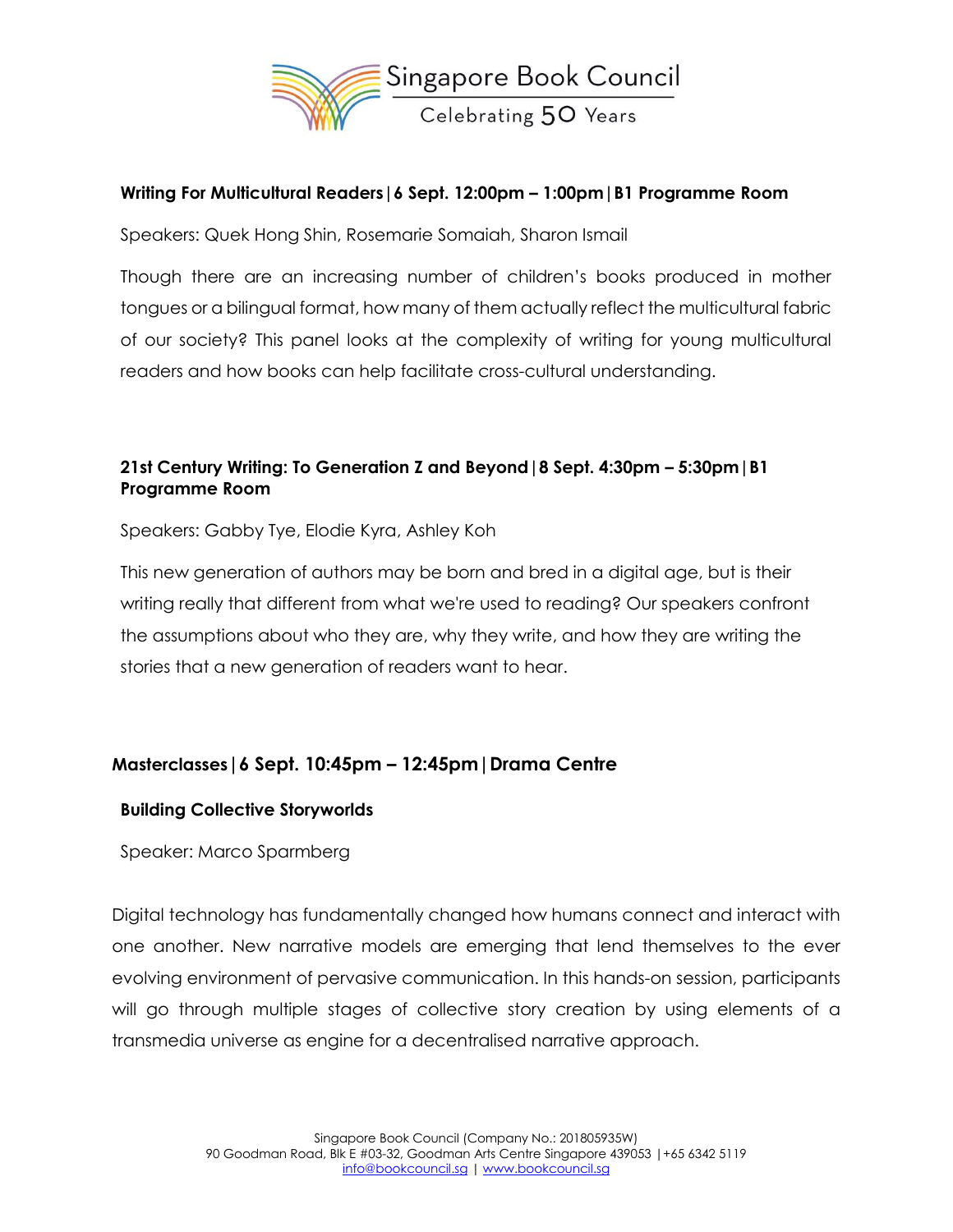**Writing For Multicultural Readers | 6 Sept. 12:00pm – 1:00pm | B1 Programme Room**

Speakers: Quek Hong Shin, Rosemarie Somaiah, Sharon Ismail

Though there are an increasing number of children's books produced in mother tongues or a bilingual format, how many of them actually reflect the multicultural fabric of our society? This panel looks at the complexity of writing for young multicultural readers and how books can help facilitate cross-cultural understanding.

**21st Century Writing: To Generation Z and Beyond | 8 Sept. 4:30pm – 5:30pm | B1 Programme Room**

Speakers: Gabby Tye, Elodie Kyra, Ashley Koh

This new generation of authors may be born and bred in a digital age, but is their writing really that different from what we're used to reading? Our speakers confront the assumptions about who they are, why they write, and how they are writing the stories that a new generation of readers want to hear.

**Masterclasses | 6 Sept. 10:45pm – 12:45pm | Drama Centre**

**Building Collective Storyworlds**

Speaker: Marco Sparmberg

Digital technology has fundamentally changed how humans connect and interact with one another. New narrative models are emerging that lend themselves to the ever evolving environment of pervasive communication. In this hands-on session, participants will go through multiple stages of collective story creation by using elements of a transmedia universe as engine for a decentralised narrative approach.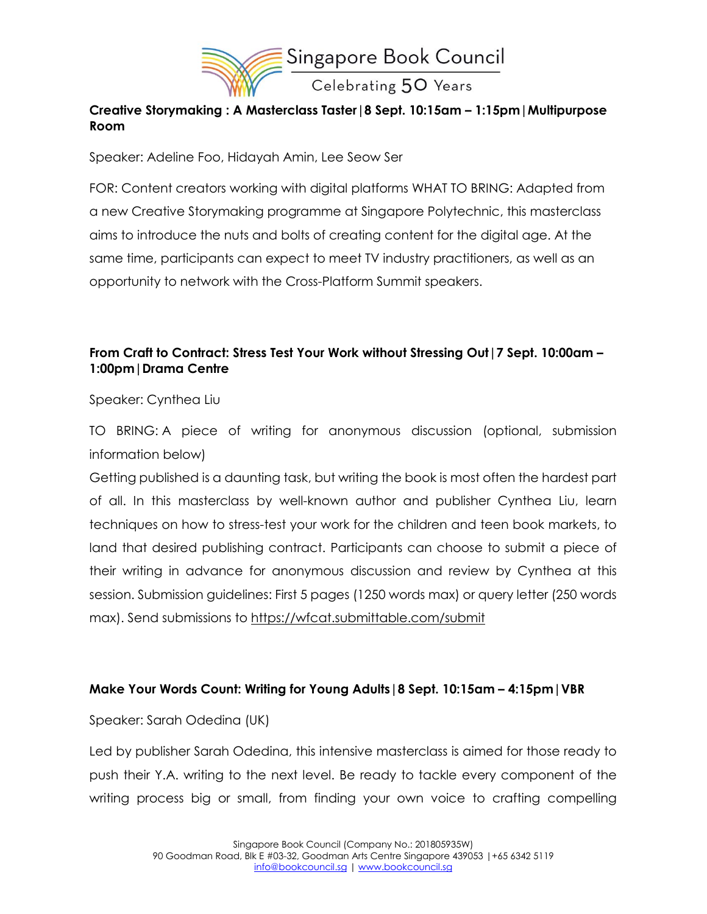**Creative Storymaking : A Masterclass Taster | 8 Sept. 10:15am – 1:15pm | Multipurpose Room**

Speaker: Adeline Foo, Hidayah Amin, Lee Seow Ser

FOR: Content creators working with digital platforms WHAT TO BRING: Adapted from a new Creative Storymaking programme at Singapore Polytechnic, this masterclass aims to introduce the nuts and bolts of creating content for the digital age. At the same time, participants can expect to meet TV industry practitioners, as well as an opportunity to network with the Cross-Platform Summit speakers.

**From Craft to Contract: Stress Test Your Work without Stressing Out | 7 Sept. 10:00am – 1:00pm | Drama Centre**

Speaker: Cynthea Liu

TO BRING: A piece of writing for anonymous discussion (optional, submission information below)

Getting published is a daunting task, but writing the book is most often the hardest part of all. In this masterclass by well-known author and publisher Cynthea Liu, learn techniques on how to stress-test your work for the children and teen book markets, to land that desired publishing contract. Participants can choose to submit a piece of their writing in advance for anonymous discussion and review by Cynthea at this session. Submission guidelines: First 5 pages (1250 words max) or query letter (250 words max). Send submissions to https://wfcat.submittable.com/submit

**Make Your Words Count: Writing for Young Adults | 8 Sept. 10:15am – 4:15pm | VBR**

Speaker: Sarah Odedina (UK)

Led by publisher Sarah Odedina, this intensive masterclass is aimed for those ready to push their Y.A. writing to the next level. Be ready to tackle every component of the writing process big or small, from finding your own voice to crafting compelling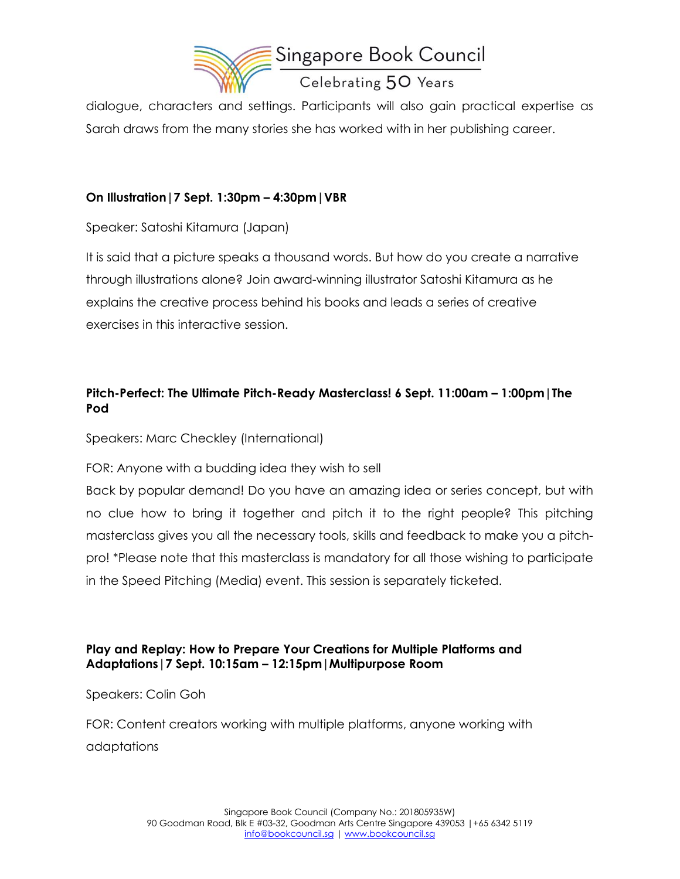dialogue, characters and settings. Participants will also gain practical expertise as Sarah draws from the many stories she has worked with in her publishing career.

**On Illustration | 7 Sept. 1:30pm – 4:30pm | VBR**

Speaker: Satoshi Kitamura (Japan)

It is said that a picture speaks a thousand words. But how do you create a narrative through illustrations alone? Join award-winning illustrator Satoshi Kitamura as he explains the creative process behind his books and leads a series of creative exercises in this interactive session.

**Pitch-Perfect: The Ultimate Pitch-Ready Masterclass! 6 Sept. 11:00am – 1:00pm | The Pod**

Speakers: Marc Checkley (International)

FOR: Anyone with a budding idea they wish to sell
Back by popular demand! Do you have an amazing idea or series concept, but with no clue how to bring it together and pitch it to the right people? This pitching masterclass gives you all the necessary tools, skills and feedback to make you a pitch-pro! *Please note that this masterclass is mandatory for all those wishing to participate in the Speed Pitching (Media) event. This session is separately ticketed.

**Play and Replay: How to Prepare Your Creations for Multiple Platforms and Adaptations | 7 Sept. 10:15am – 12:15pm | Multipurpose Room**

Speakers: Colin Goh

FOR: Content creators working with multiple platforms, anyone working with adaptations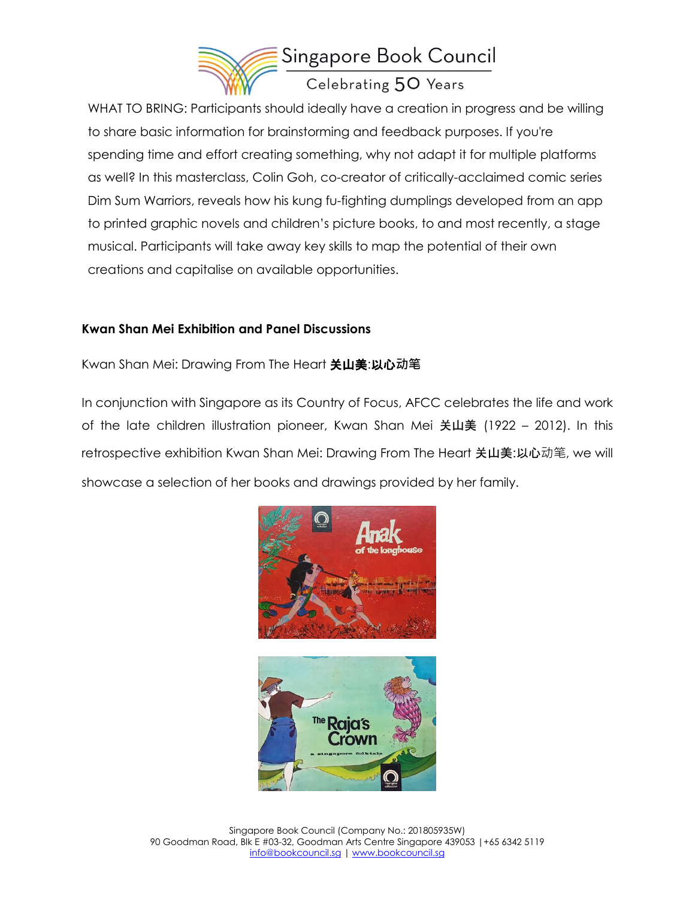WHAT TO BRING: Participants should ideally have a creation in progress and be willing to share basic information for brainstorming and feedback purposes. If you're spending time and effort creating something, why not adapt it for multiple platforms as well? In this masterclass, Colin Goh, co-creator of critically-acclaimed comic series Dim Sum Warriors, reveals how his kung fu-fighting dumplings developed from an app to printed graphic novels and children's picture books, to and most recently, a stage musical. Participants will take away key skills to map the potential of their own creations and capitalise on available opportunities.

### Kwan Shan Mei Exhibition and Panel Discussions

Kwan Shan Mei: Drawing From The Heart **关山美:以心**动笔

In conjunction with Singapore as its Country of Focus, AFCC celebrates the life and work of the late children illustration pioneer, Kwan Shan Mei **关山美** (1922 – 2012). In this retrospective exhibition Kwan Shan Mei: Drawing From The Heart **关山美:以心**动笔, we will showcase a selection of her books and drawings provided by her family.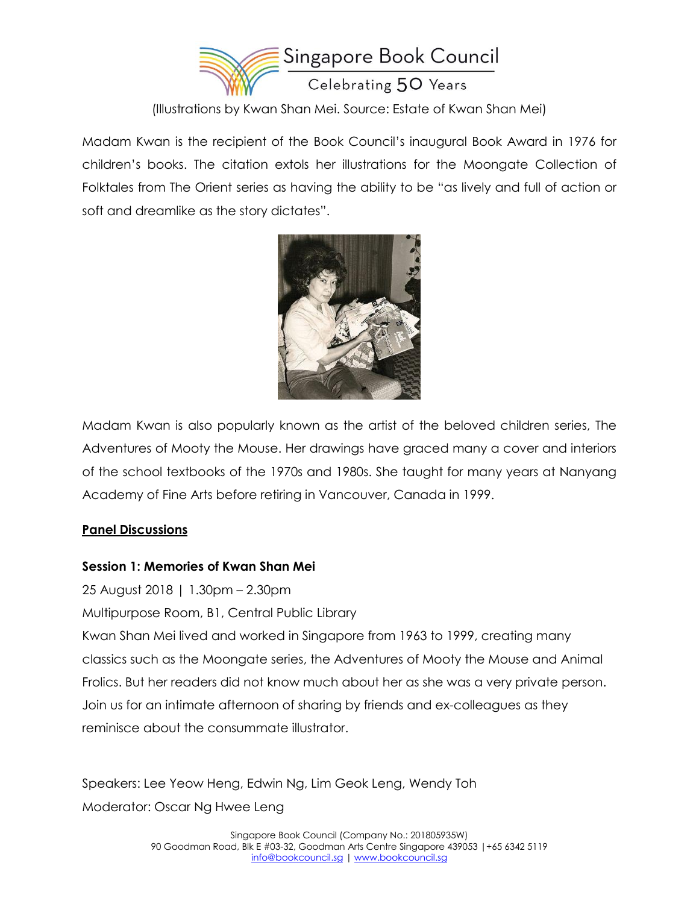(Illustrations by Kwan Shan Mei. Source: Estate of Kwan Shan Mei)

Madam Kwan is the recipient of the Book Council's inaugural Book Award in 1976 for children's books. The citation extols her illustrations for the Moongate Collection of Folktales from The Orient series as having the ability to be "as lively and full of action or soft and dreamlike as the story dictates".

Madam Kwan is also popularly known as the artist of the beloved children series, The Adventures of Mooty the Mouse. Her drawings have graced many a cover and interiors of the school textbooks of the 1970s and 1980s. She taught for many years at Nanyang Academy of Fine Arts before retiring in Vancouver, Canada in 1999.

## Panel Discussions

### Session 1: Memories of Kwan Shan Mei

25 August 2018 | 1.30pm – 2.30pm

Multipurpose Room, B1, Central Public Library

Kwan Shan Mei lived and worked in Singapore from 1963 to 1999, creating many classics such as the Moongate series, the Adventures of Mooty the Mouse and Animal Frolics. But her readers did not know much about her as she was a very private person. Join us for an intimate afternoon of sharing by friends and ex-colleagues as they reminisce about the consummate illustrator.

Speakers: Lee Yeow Heng, Edwin Ng, Lim Geok Leng, Wendy Toh

Moderator: Oscar Ng Hwee Leng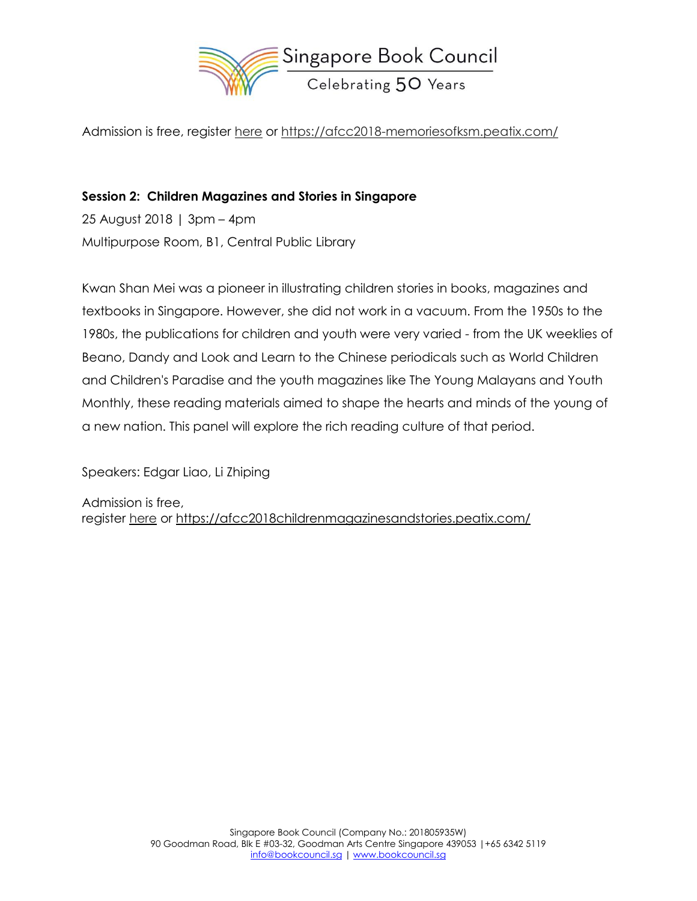Admission is free, register here or https://afcc2018-memoriesofksm.peatix.com/

**Session 2: Children Magazines and Stories in Singapore**

25 August 2018 | 3pm – 4pm

Multipurpose Room, B1, Central Public Library

Kwan Shan Mei was a pioneer in illustrating children stories in books, magazines and textbooks in Singapore. However, she did not work in a vacuum. From the 1950s to the 1980s, the publications for children and youth were very varied - from the UK weeklies of Beano, Dandy and Look and Learn to the Chinese periodicals such as World Children and Children's Paradise and the youth magazines like The Young Malayans and Youth Monthly, these reading materials aimed to shape the hearts and minds of the young of a new nation. This panel will explore the rich reading culture of that period.

Speakers: Edgar Liao, Li Zhiping

Admission is free,
register here or https://afcc2018childrenmagazinesandstories.peatix.com/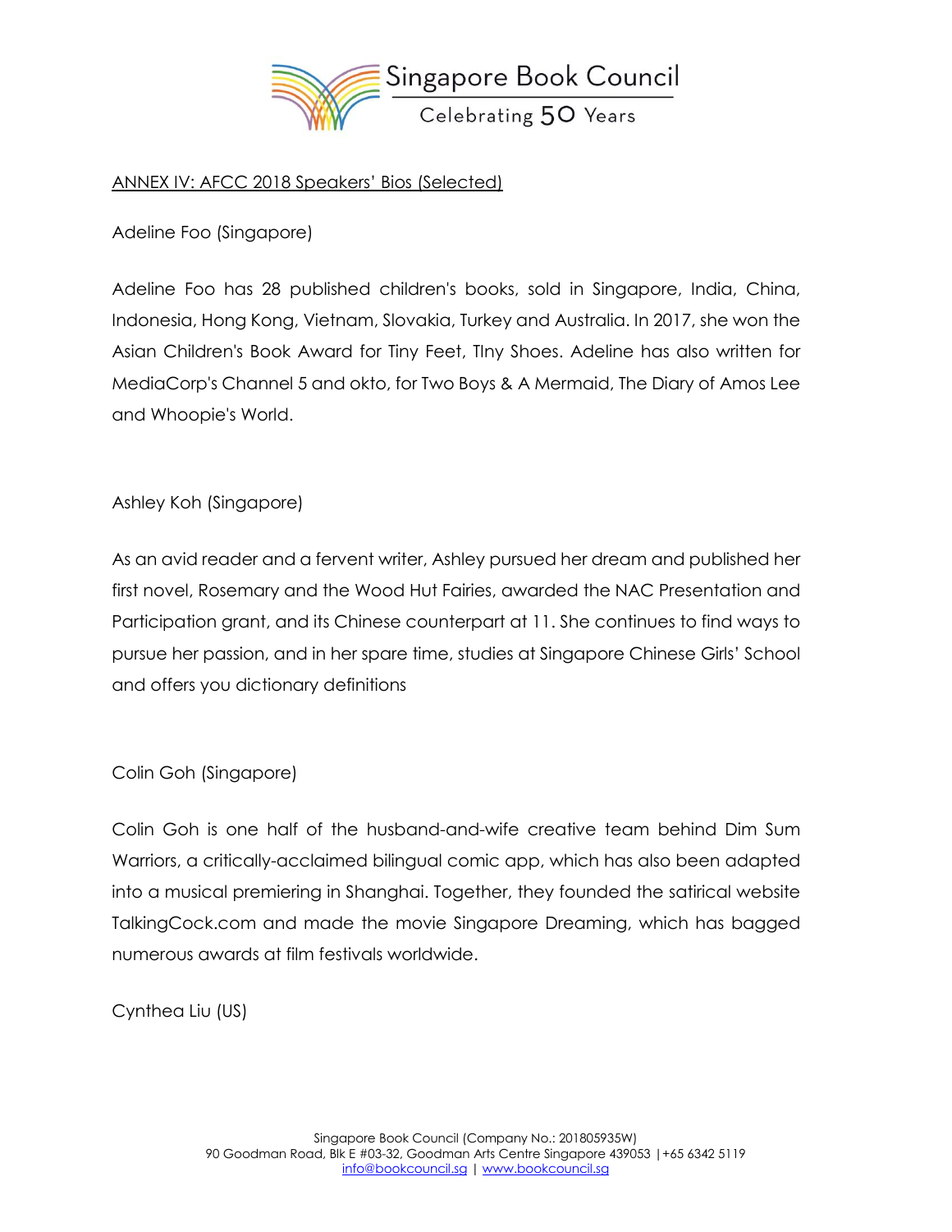ANNEX IV: AFCC 2018 Speakers' Bios (Selected)

Adeline Foo (Singapore)

Adeline Foo has 28 published children's books, sold in Singapore, India, China, Indonesia, Hong Kong, Vietnam, Slovakia, Turkey and Australia. In 2017, she won the Asian Children's Book Award for Tiny Feet, TIny Shoes. Adeline has also written for MediaCorp's Channel 5 and okto, for Two Boys & A Mermaid, The Diary of Amos Lee and Whoopie's World.

Ashley Koh (Singapore)

As an avid reader and a fervent writer, Ashley pursued her dream and published her first novel, Rosemary and the Wood Hut Fairies, awarded the NAC Presentation and Participation grant, and its Chinese counterpart at 11. She continues to find ways to pursue her passion, and in her spare time, studies at Singapore Chinese Girls' School and offers you dictionary definitions

Colin Goh (Singapore)

Colin Goh is one half of the husband-and-wife creative team behind Dim Sum Warriors, a critically-acclaimed bilingual comic app, which has also been adapted into a musical premiering in Shanghai. Together, they founded the satirical website TalkingCock.com and made the movie Singapore Dreaming, which has bagged numerous awards at film festivals worldwide.

Cynthea Liu (US)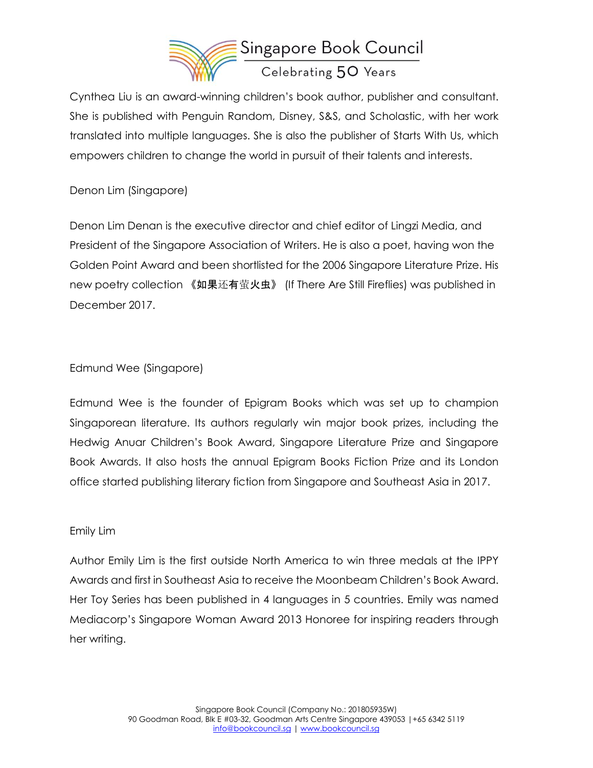Cynthea Liu is an award-winning children's book author, publisher and consultant. She is published with Penguin Random, Disney, S&S, and Scholastic, with her work translated into multiple languages. She is also the publisher of Starts With Us, which empowers children to change the world in pursuit of their talents and interests.

Denon Lim (Singapore)

Denon Lim Denan is the executive director and chief editor of Lingzi Media, and President of the Singapore Association of Writers. He is also a poet, having won the Golden Point Award and been shortlisted for the 2006 Singapore Literature Prize. His new poetry collection 《如果还有萤火虫》 (If There Are Still Fireflies) was published in December 2017.

Edmund Wee (Singapore)

Edmund Wee is the founder of Epigram Books which was set up to champion Singaporean literature. Its authors regularly win major book prizes, including the Hedwig Anuar Children's Book Award, Singapore Literature Prize and Singapore Book Awards. It also hosts the annual Epigram Books Fiction Prize and its London office started publishing literary fiction from Singapore and Southeast Asia in 2017.

Emily Lim

Author Emily Lim is the first outside North America to win three medals at the IPPY Awards and first in Southeast Asia to receive the Moonbeam Children's Book Award. Her Toy Series has been published in 4 languages in 5 countries. Emily was named Mediacorp's Singapore Woman Award 2013 Honoree for inspiring readers through her writing.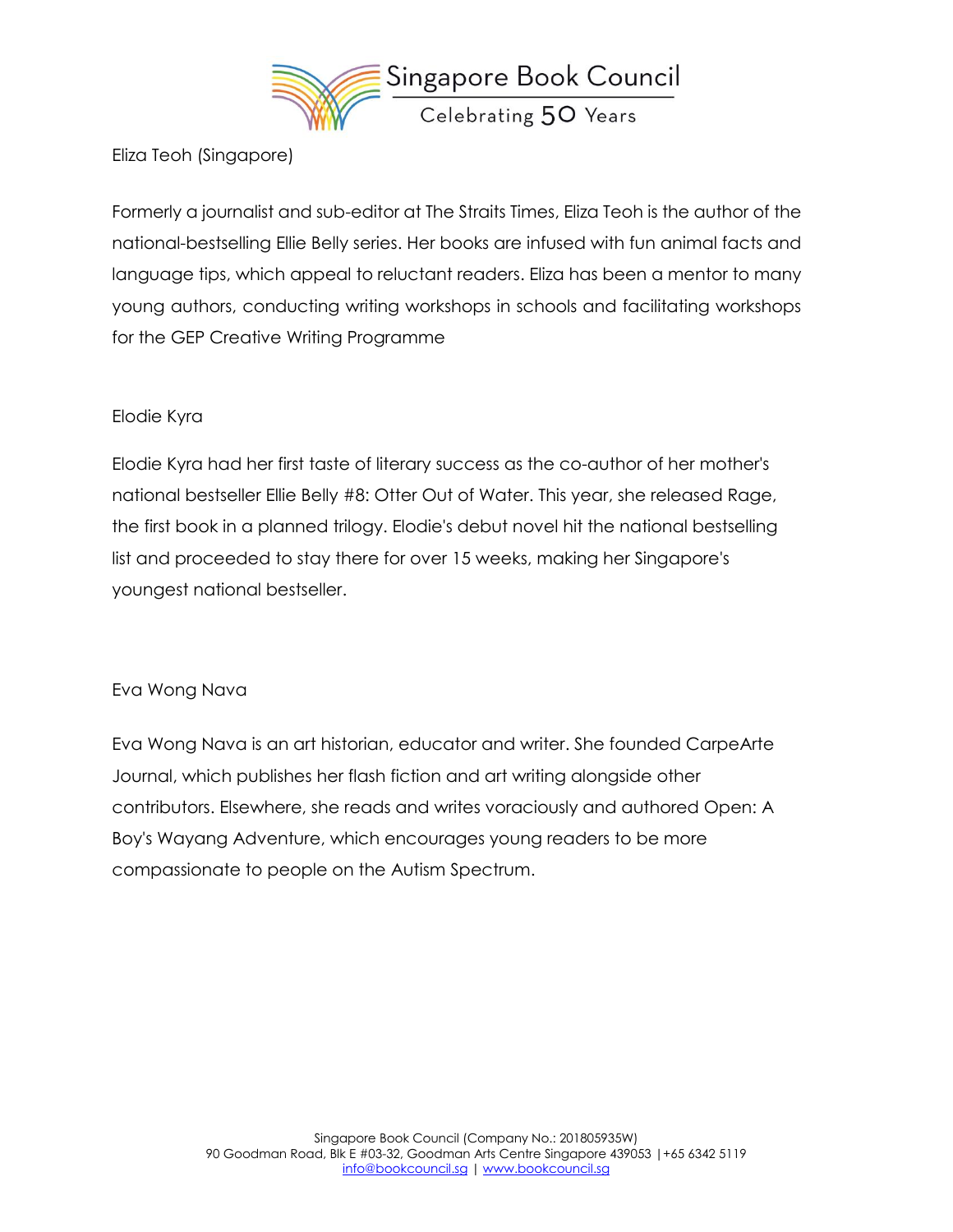Eliza Teoh (Singapore)

Formerly a journalist and sub-editor at The Straits Times, Eliza Teoh is the author of the national-bestselling Ellie Belly series. Her books are infused with fun animal facts and language tips, which appeal to reluctant readers. Eliza has been a mentor to many young authors, conducting writing workshops in schools and facilitating workshops for the GEP Creative Writing Programme

Elodie Kyra

Elodie Kyra had her first taste of literary success as the co-author of her mother's national bestseller Ellie Belly #8: Otter Out of Water. This year, she released Rage, the first book in a planned trilogy. Elodie's debut novel hit the national bestselling list and proceeded to stay there for over 15 weeks, making her Singapore's youngest national bestseller.

Eva Wong Nava

Eva Wong Nava is an art historian, educator and writer. She founded CarpeArte Journal, which publishes her flash fiction and art writing alongside other contributors. Elsewhere, she reads and writes voraciously and authored Open: A Boy's Wayang Adventure, which encourages young readers to be more compassionate to people on the Autism Spectrum.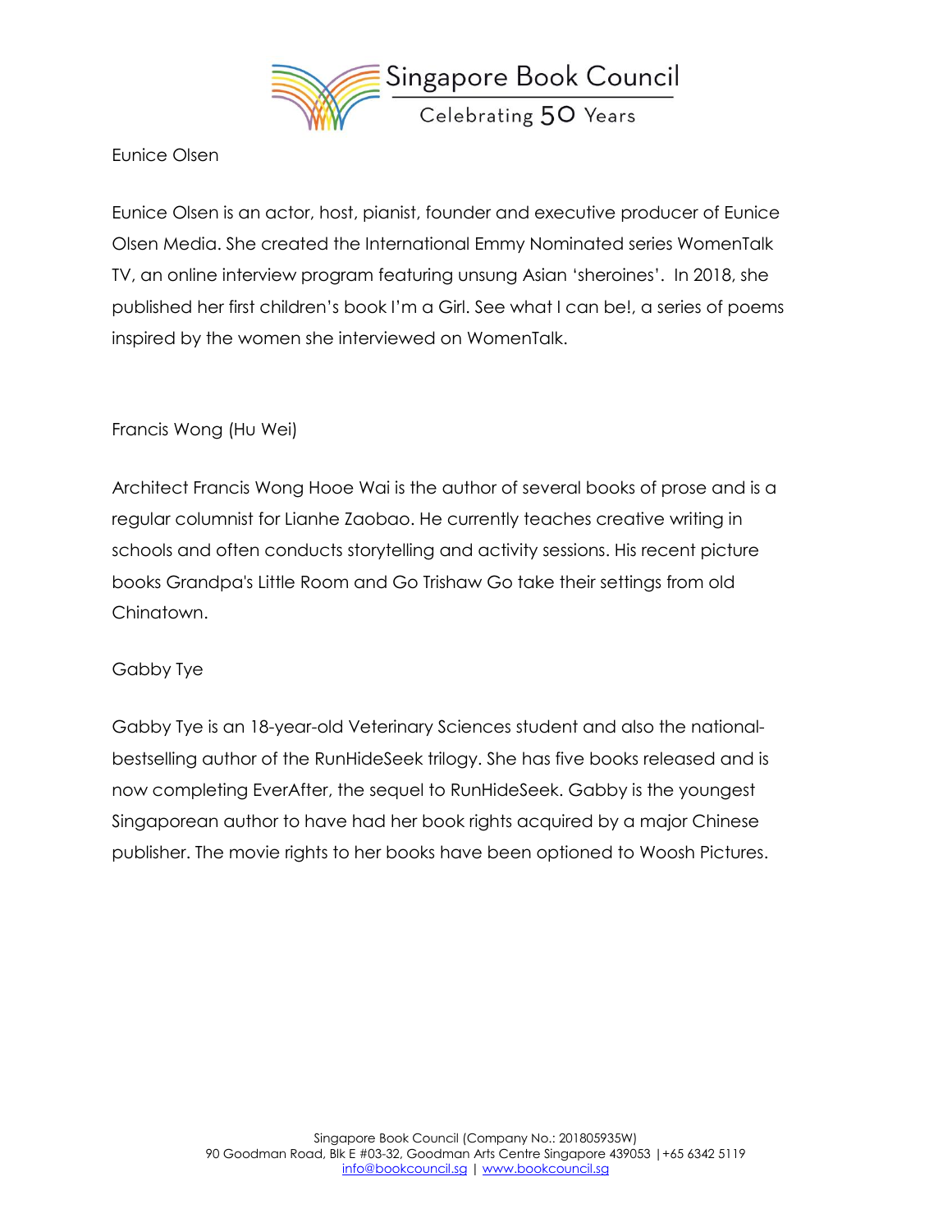Eunice Olsen

Eunice Olsen is an actor, host, pianist, founder and executive producer of Eunice Olsen Media. She created the International Emmy Nominated series WomenTalk TV, an online interview program featuring unsung Asian 'sheroines'. In 2018, she published her first children's book I'm a Girl. See what I can be!, a series of poems inspired by the women she interviewed on WomenTalk.

Francis Wong (Hu Wei)

Architect Francis Wong Hooe Wai is the author of several books of prose and is a regular columnist for Lianhe Zaobao. He currently teaches creative writing in schools and often conducts storytelling and activity sessions. His recent picture books Grandpa's Little Room and Go Trishaw Go take their settings from old Chinatown.

Gabby Tye

Gabby Tye is an 18-year-old Veterinary Sciences student and also the national-bestselling author of the RunHideSeek trilogy. She has five books released and is now completing EverAfter, the sequel to RunHideSeek. Gabby is the youngest Singaporean author to have had her book rights acquired by a major Chinese publisher. The movie rights to her books have been optioned to Woosh Pictures.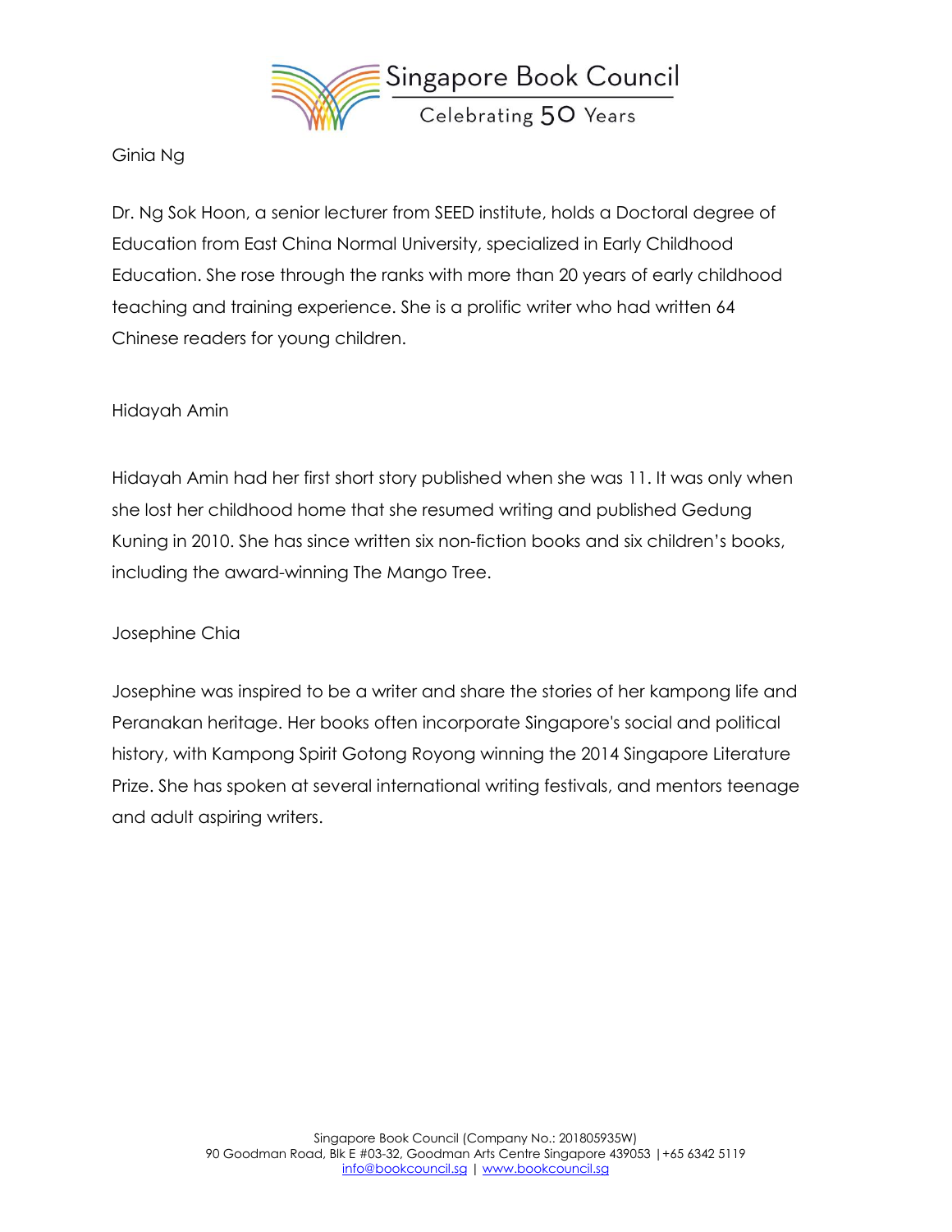Ginia Ng

Dr. Ng Sok Hoon, a senior lecturer from SEED institute, holds a Doctoral degree of Education from East China Normal University, specialized in Early Childhood Education. She rose through the ranks with more than 20 years of early childhood teaching and training experience. She is a prolific writer who had written 64 Chinese readers for young children.

Hidayah Amin

Hidayah Amin had her first short story published when she was 11. It was only when she lost her childhood home that she resumed writing and published Gedung Kuning in 2010. She has since written six non-fiction books and six children's books, including the award-winning The Mango Tree.

Josephine Chia

Josephine was inspired to be a writer and share the stories of her kampong life and Peranakan heritage. Her books often incorporate Singapore's social and political history, with Kampong Spirit Gotong Royong winning the 2014 Singapore Literature Prize. She has spoken at several international writing festivals, and mentors teenage and adult aspiring writers.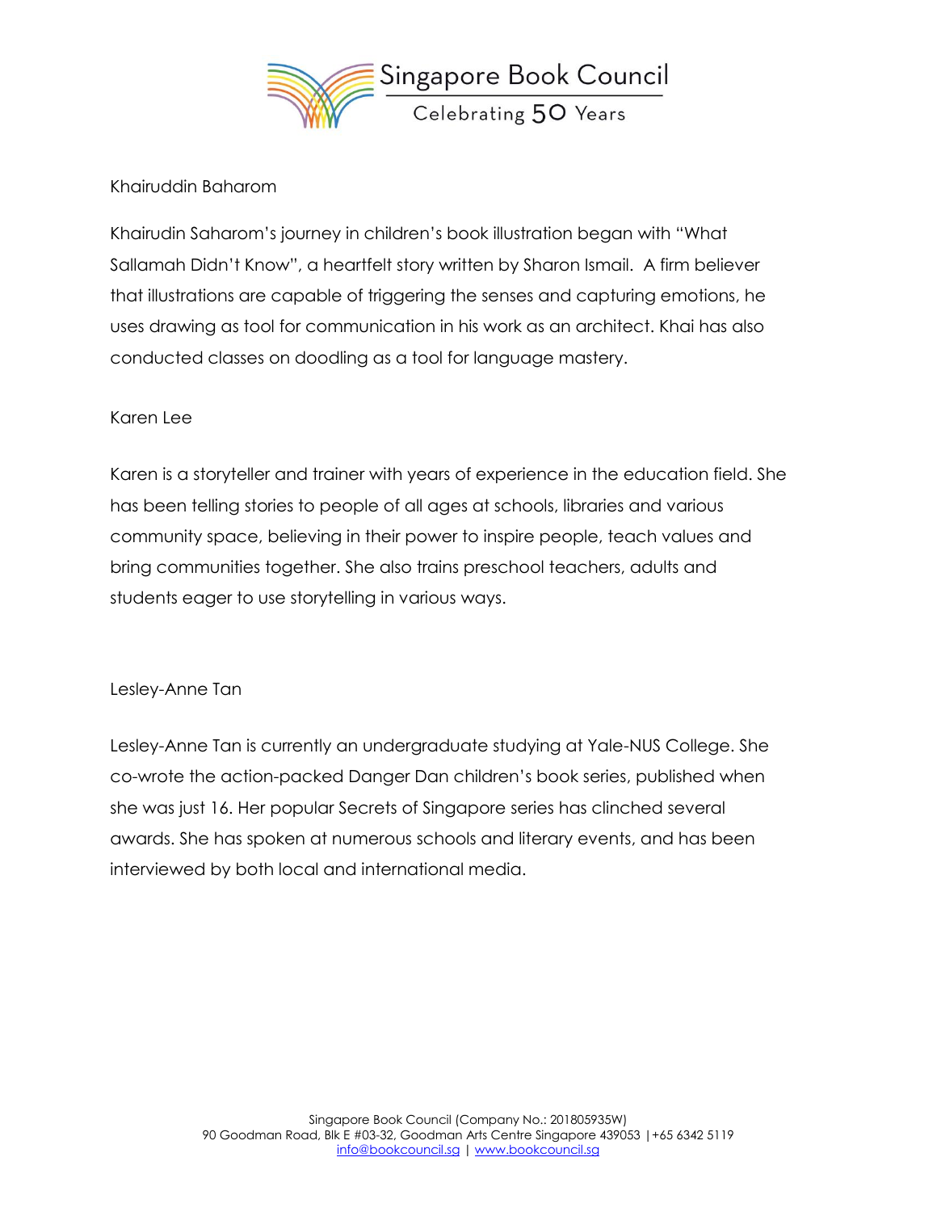Khairuddin Baharom

Khairudin Saharom's journey in children's book illustration began with "What Sallamah Didn't Know", a heartfelt story written by Sharon Ismail. A firm believer that illustrations are capable of triggering the senses and capturing emotions, he uses drawing as tool for communication in his work as an architect. Khai has also conducted classes on doodling as a tool for language mastery.

Karen Lee

Karen is a storyteller and trainer with years of experience in the education field. She has been telling stories to people of all ages at schools, libraries and various community space, believing in their power to inspire people, teach values and bring communities together. She also trains preschool teachers, adults and students eager to use storytelling in various ways.

Lesley-Anne Tan

Lesley-Anne Tan is currently an undergraduate studying at Yale-NUS College. She co-wrote the action-packed Danger Dan children's book series, published when she was just 16. Her popular Secrets of Singapore series has clinched several awards. She has spoken at numerous schools and literary events, and has been interviewed by both local and international media.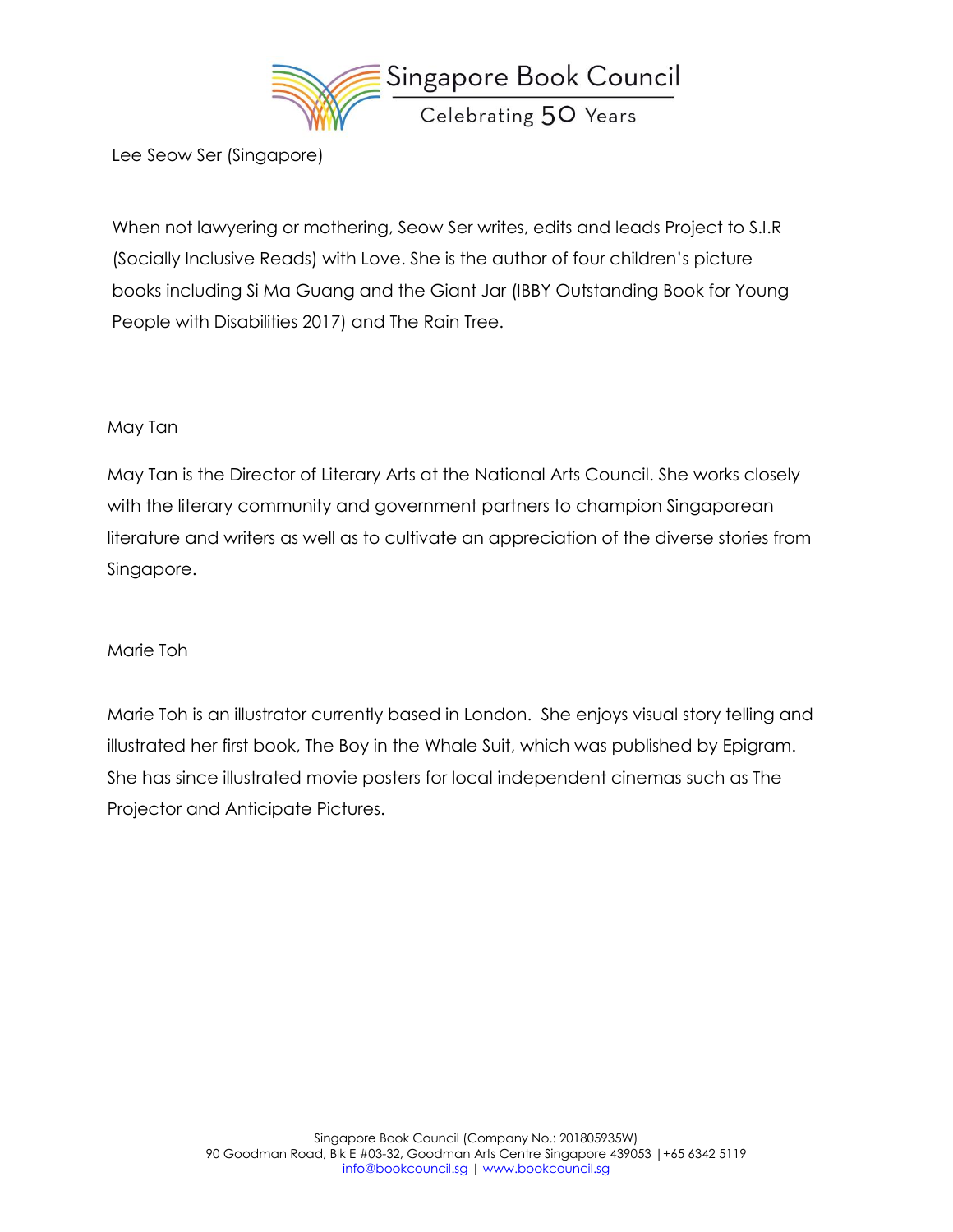Lee Seow Ser (Singapore)

When not lawyering or mothering, Seow Ser writes, edits and leads Project to S.I.R (Socially Inclusive Reads) with Love. She is the author of four children's picture books including Si Ma Guang and the Giant Jar (IBBY Outstanding Book for Young People with Disabilities 2017) and The Rain Tree.

May Tan

May Tan is the Director of Literary Arts at the National Arts Council. She works closely with the literary community and government partners to champion Singaporean literature and writers as well as to cultivate an appreciation of the diverse stories from Singapore.

Marie Toh

Marie Toh is an illustrator currently based in London. She enjoys visual story telling and illustrated her first book, The Boy in the Whale Suit, which was published by Epigram. She has since illustrated movie posters for local independent cinemas such as The Projector and Anticipate Pictures.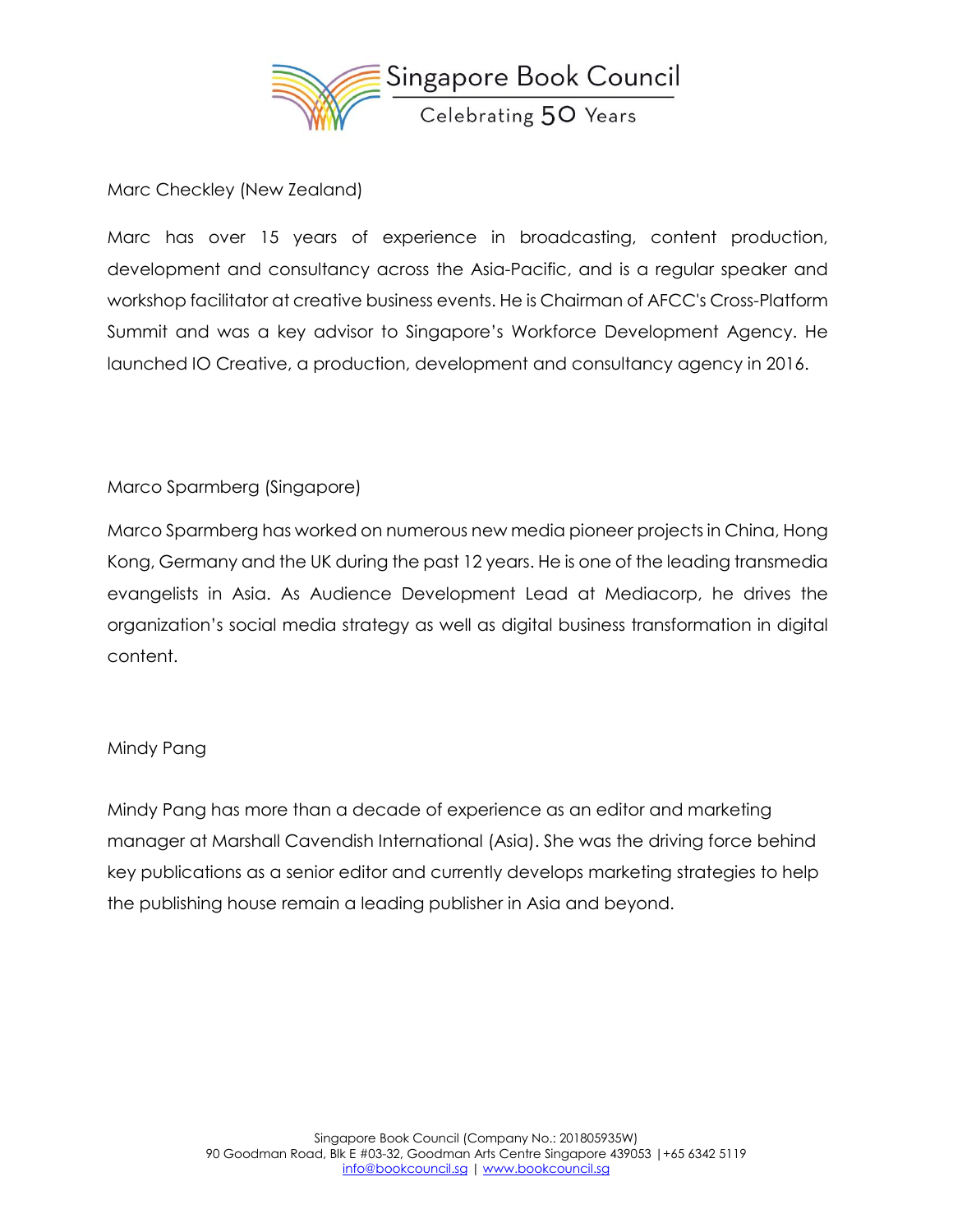Marc Checkley (New Zealand)

Marc has over 15 years of experience in broadcasting, content production, development and consultancy across the Asia-Pacific, and is a regular speaker and workshop facilitator at creative business events. He is Chairman of AFCC's Cross-Platform Summit and was a key advisor to Singapore's Workforce Development Agency. He launched IO Creative, a production, development and consultancy agency in 2016.

Marco Sparmberg (Singapore)

Marco Sparmberg has worked on numerous new media pioneer projects in China, Hong Kong, Germany and the UK during the past 12 years. He is one of the leading transmedia evangelists in Asia. As Audience Development Lead at Mediacorp, he drives the organization's social media strategy as well as digital business transformation in digital content.

Mindy Pang

Mindy Pang has more than a decade of experience as an editor and marketing manager at Marshall Cavendish International (Asia). She was the driving force behind key publications as a senior editor and currently develops marketing strategies to help the publishing house remain a leading publisher in Asia and beyond.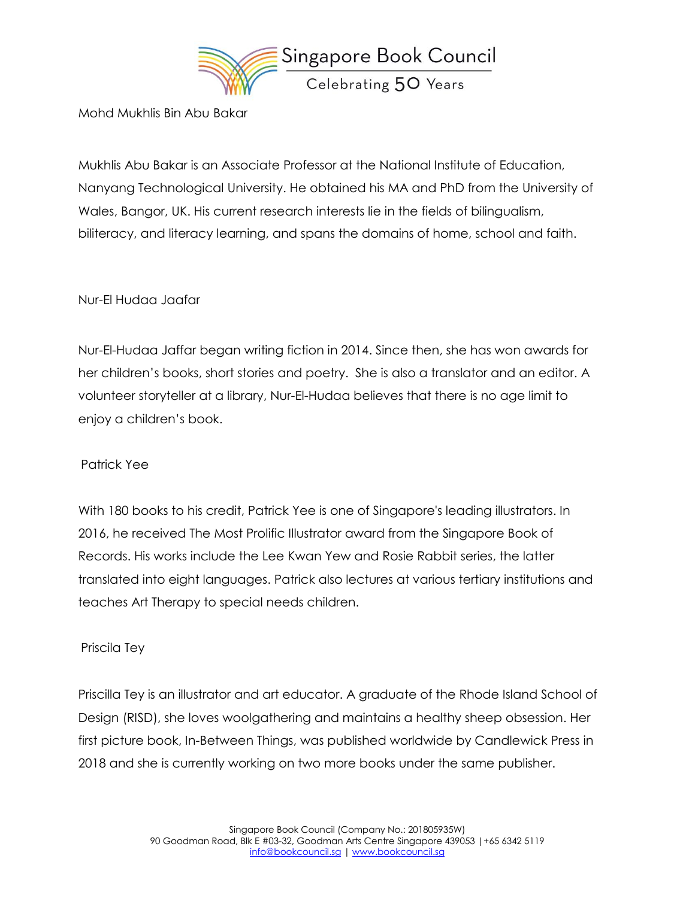Mohd Mukhlis Bin Abu Bakar

Mukhlis Abu Bakar is an Associate Professor at the National Institute of Education, Nanyang Technological University. He obtained his MA and PhD from the University of Wales, Bangor, UK. His current research interests lie in the fields of bilingualism, biliteracy, and literacy learning, and spans the domains of home, school and faith.

Nur-El Hudaa Jaafar

Nur-El-Hudaa Jaffar began writing fiction in 2014. Since then, she has won awards for her children's books, short stories and poetry. She is also a translator and an editor. A volunteer storyteller at a library, Nur-El-Hudaa believes that there is no age limit to enjoy a children's book.

Patrick Yee

With 180 books to his credit, Patrick Yee is one of Singapore's leading illustrators. In 2016, he received The Most Prolific Illustrator award from the Singapore Book of Records. His works include the Lee Kwan Yew and Rosie Rabbit series, the latter translated into eight languages. Patrick also lectures at various tertiary institutions and teaches Art Therapy to special needs children.

Priscila Tey

Priscilla Tey is an illustrator and art educator. A graduate of the Rhode Island School of Design (RISD), she loves woolgathering and maintains a healthy sheep obsession. Her first picture book, In-Between Things, was published worldwide by Candlewick Press in 2018 and she is currently working on two more books under the same publisher.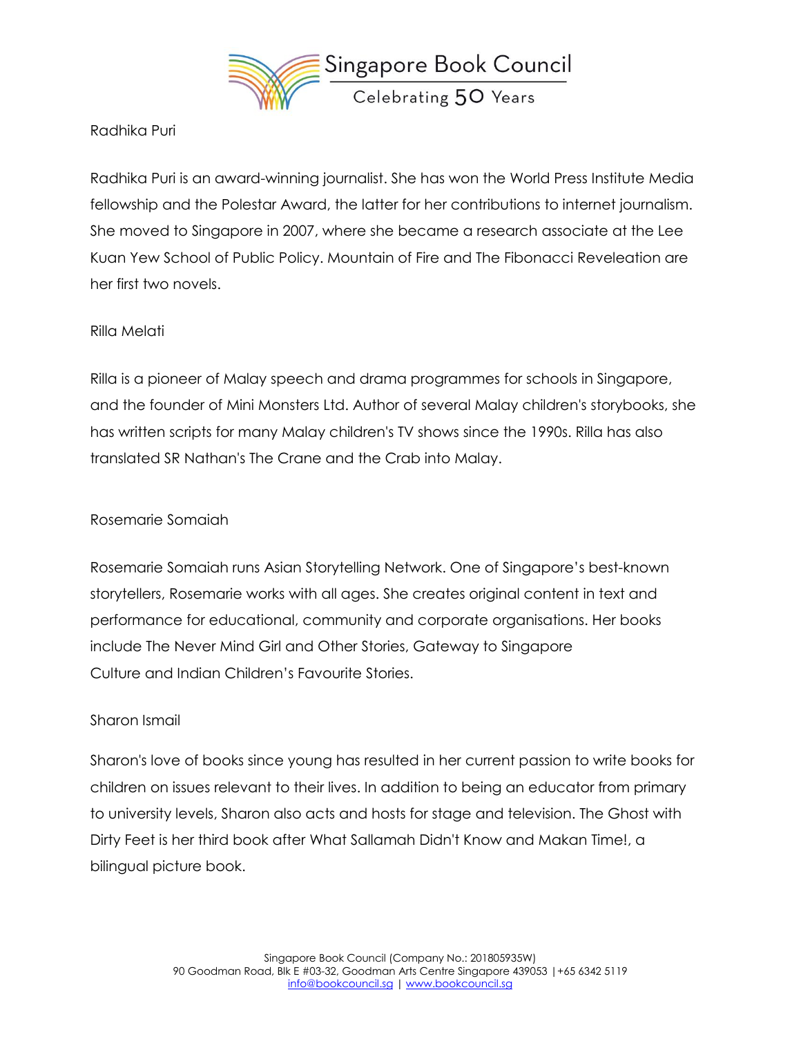Radhika Puri

Radhika Puri is an award-winning journalist. She has won the World Press Institute Media fellowship and the Polestar Award, the latter for her contributions to internet journalism. She moved to Singapore in 2007, where she became a research associate at the Lee Kuan Yew School of Public Policy. Mountain of Fire and The Fibonacci Reveleation are her first two novels.

Rilla Melati

Rilla is a pioneer of Malay speech and drama programmes for schools in Singapore, and the founder of Mini Monsters Ltd. Author of several Malay children's storybooks, she has written scripts for many Malay children's TV shows since the 1990s. Rilla has also translated SR Nathan's The Crane and the Crab into Malay.

Rosemarie Somaiah

Rosemarie Somaiah runs Asian Storytelling Network. One of Singapore's best-known storytellers, Rosemarie works with all ages. She creates original content in text and performance for educational, community and corporate organisations. Her books include The Never Mind Girl and Other Stories, Gateway to Singapore Culture and Indian Children's Favourite Stories.

Sharon Ismail

Sharon's love of books since young has resulted in her current passion to write books for children on issues relevant to their lives. In addition to being an educator from primary to university levels, Sharon also acts and hosts for stage and television. The Ghost with Dirty Feet is her third book after What Sallamah Didn't Know and Makan Time!, a bilingual picture book.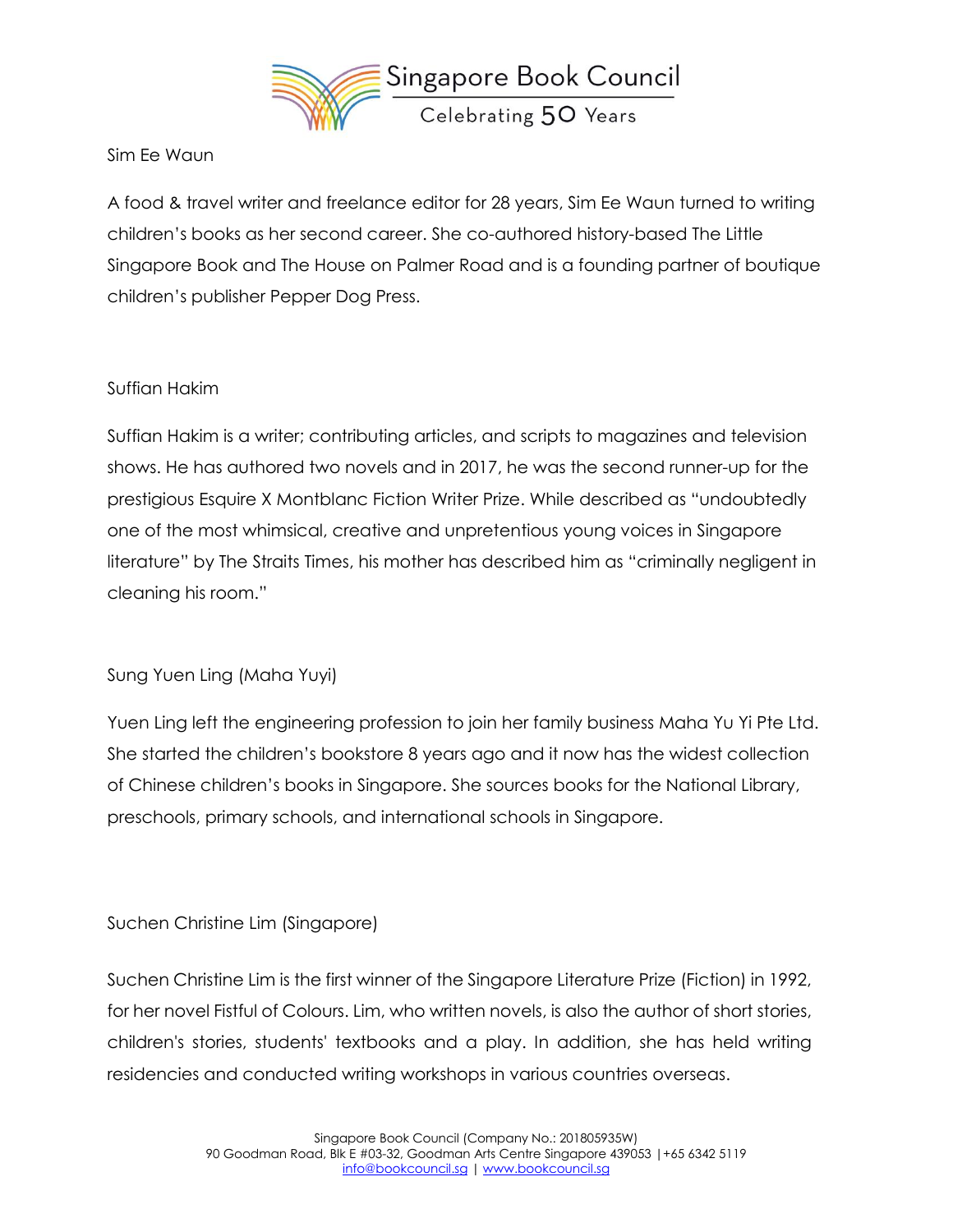Sim Ee Waun

A food & travel writer and freelance editor for 28 years, Sim Ee Waun turned to writing children's books as her second career. She co-authored history-based The Little Singapore Book and The House on Palmer Road and is a founding partner of boutique children's publisher Pepper Dog Press.

Suffian Hakim

Suffian Hakim is a writer; contributing articles, and scripts to magazines and television shows. He has authored two novels and in 2017, he was the second runner-up for the prestigious Esquire X Montblanc Fiction Writer Prize. While described as "undoubtedly one of the most whimsical, creative and unpretentious young voices in Singapore literature" by The Straits Times, his mother has described him as "criminally negligent in cleaning his room."

Sung Yuen Ling (Maha Yuyi)

Yuen Ling left the engineering profession to join her family business Maha Yu Yi Pte Ltd. She started the children's bookstore 8 years ago and it now has the widest collection of Chinese children's books in Singapore. She sources books for the National Library, preschools, primary schools, and international schools in Singapore.

Suchen Christine Lim (Singapore)

Suchen Christine Lim is the first winner of the Singapore Literature Prize (Fiction) in 1992, for her novel Fistful of Colours. Lim, who written novels, is also the author of short stories, children's stories, students' textbooks and a play. In addition, she has held writing residencies and conducted writing workshops in various countries overseas.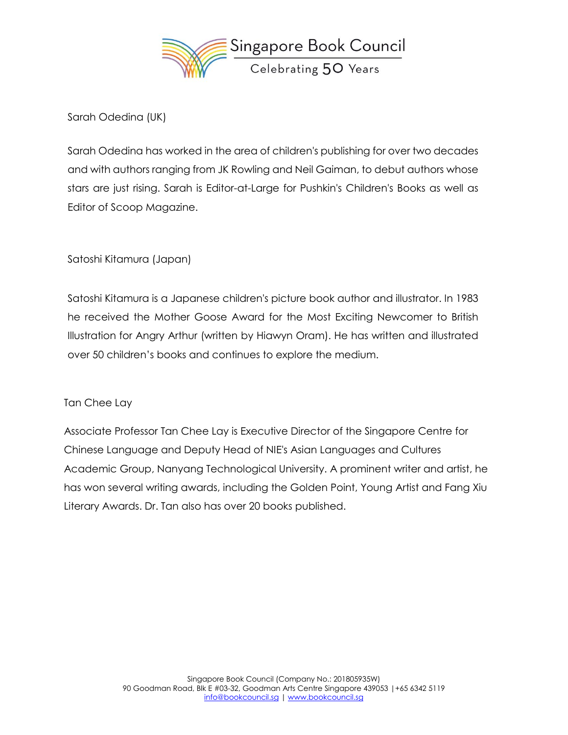Sarah Odedina (UK)

Sarah Odedina has worked in the area of children's publishing for over two decades and with authors ranging from JK Rowling and Neil Gaiman, to debut authors whose stars are just rising. Sarah is Editor-at-Large for Pushkin's Children's Books as well as Editor of Scoop Magazine.

Satoshi Kitamura (Japan)

Satoshi Kitamura is a Japanese children's picture book author and illustrator. In 1983 he received the Mother Goose Award for the Most Exciting Newcomer to British Illustration for Angry Arthur (written by Hiawyn Oram). He has written and illustrated over 50 children's books and continues to explore the medium.

Tan Chee Lay

Associate Professor Tan Chee Lay is Executive Director of the Singapore Centre for Chinese Language and Deputy Head of NIE's Asian Languages and Cultures Academic Group, Nanyang Technological University. A prominent writer and artist, he has won several writing awards, including the Golden Point, Young Artist and Fang Xiu Literary Awards. Dr. Tan also has over 20 books published.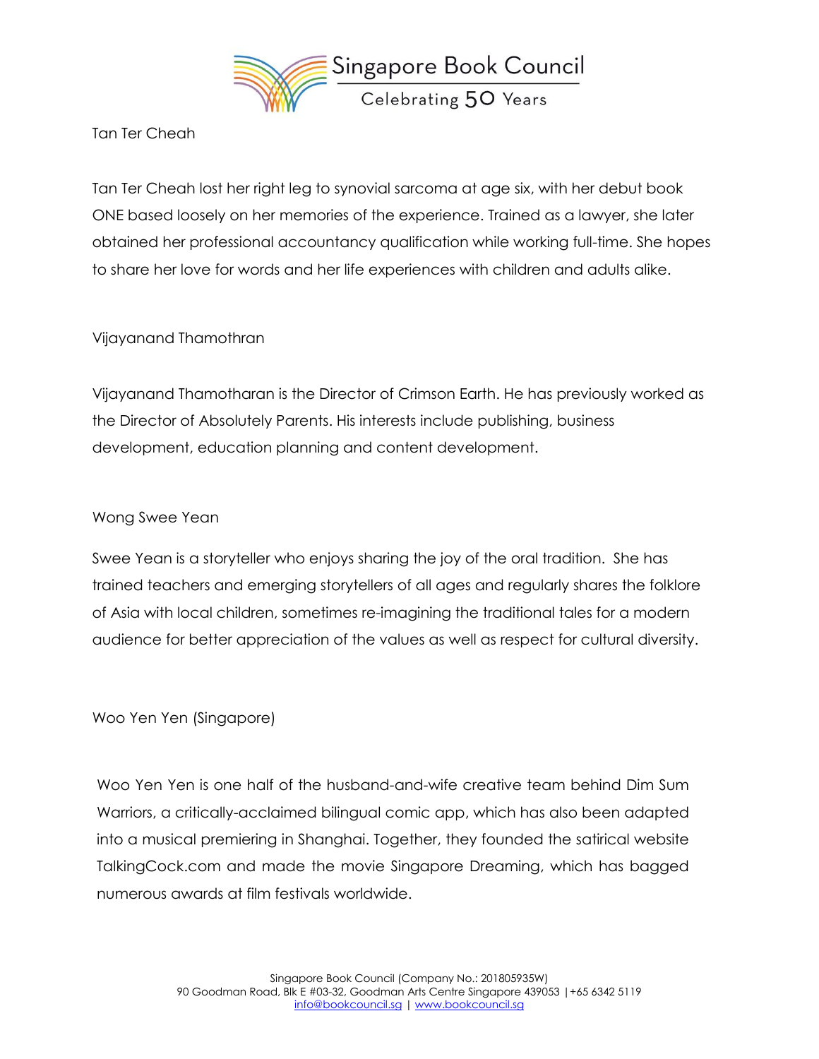Tan Ter Cheah

Tan Ter Cheah lost her right leg to synovial sarcoma at age six, with her debut book ONE based loosely on her memories of the experience. Trained as a lawyer, she later obtained her professional accountancy qualification while working full-time. She hopes to share her love for words and her life experiences with children and adults alike.

Vijayanand Thamothran

Vijayanand Thamotharan is the Director of Crimson Earth. He has previously worked as the Director of Absolutely Parents. His interests include publishing, business development, education planning and content development.

Wong Swee Yean

Swee Yean is a storyteller who enjoys sharing the joy of the oral tradition. She has trained teachers and emerging storytellers of all ages and regularly shares the folklore of Asia with local children, sometimes re-imagining the traditional tales for a modern audience for better appreciation of the values as well as respect for cultural diversity.

Woo Yen Yen (Singapore)

Woo Yen Yen is one half of the husband-and-wife creative team behind Dim Sum Warriors, a critically-acclaimed bilingual comic app, which has also been adapted into a musical premiering in Shanghai. Together, they founded the satirical website TalkingCock.com and made the movie Singapore Dreaming, which has bagged numerous awards at film festivals worldwide.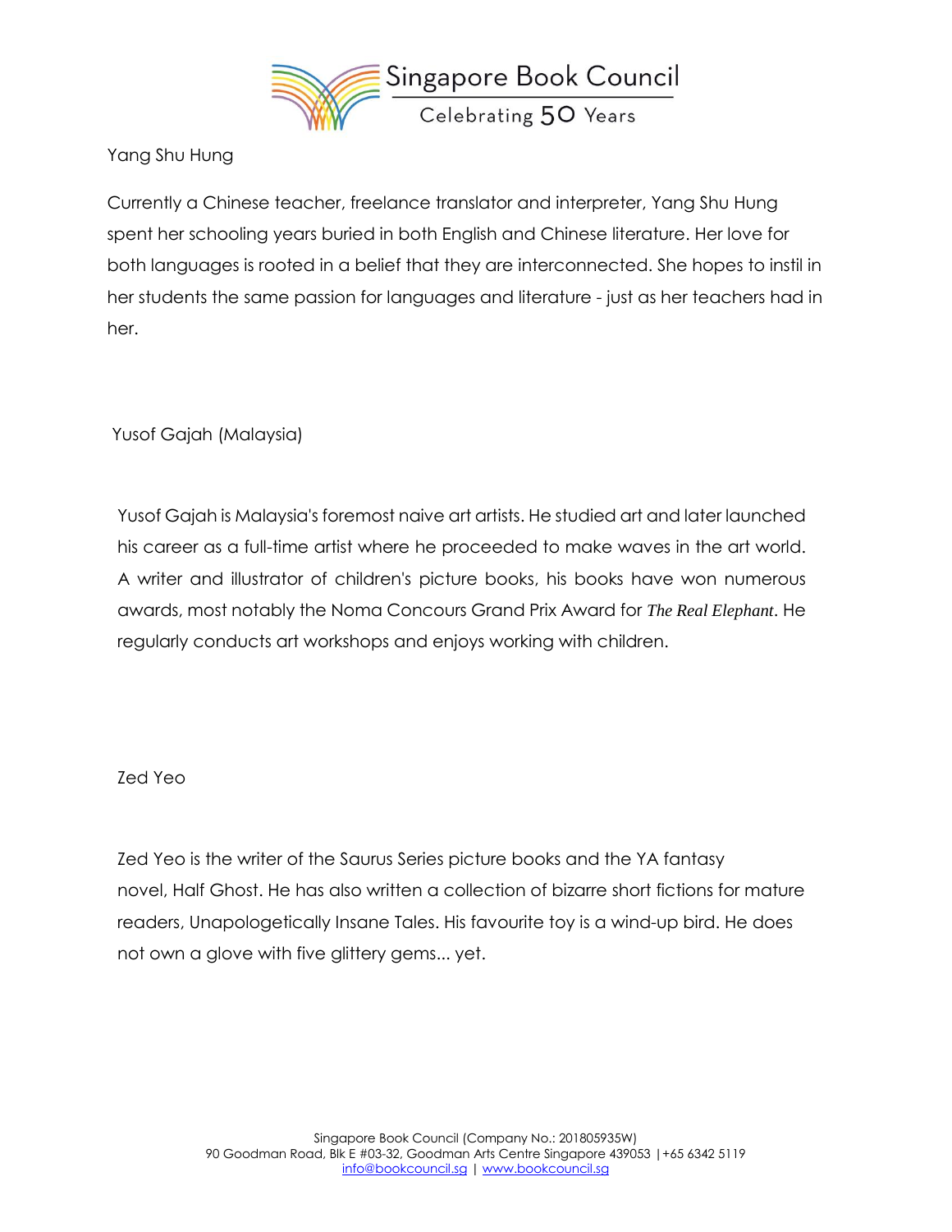Yang Shu Hung

Currently a Chinese teacher, freelance translator and interpreter, Yang Shu Hung spent her schooling years buried in both English and Chinese literature. Her love for both languages is rooted in a belief that they are interconnected. She hopes to instil in her students the same passion for languages and literature - just as her teachers had in her.

Yusof Gajah (Malaysia)

Yusof Gajah is Malaysia's foremost naive art artists. He studied art and later launched his career as a full-time artist where he proceeded to make waves in the art world. A writer and illustrator of children's picture books, his books have won numerous awards, most notably the Noma Concours Grand Prix Award for *The Real Elephant*. He regularly conducts art workshops and enjoys working with children.

Zed Yeo

Zed Yeo is the writer of the Saurus Series picture books and the YA fantasy novel, Half Ghost. He has also written a collection of bizarre short fictions for mature readers, Unapologetically Insane Tales. His favourite toy is a wind-up bird. He does not own a glove with five glittery gems... yet.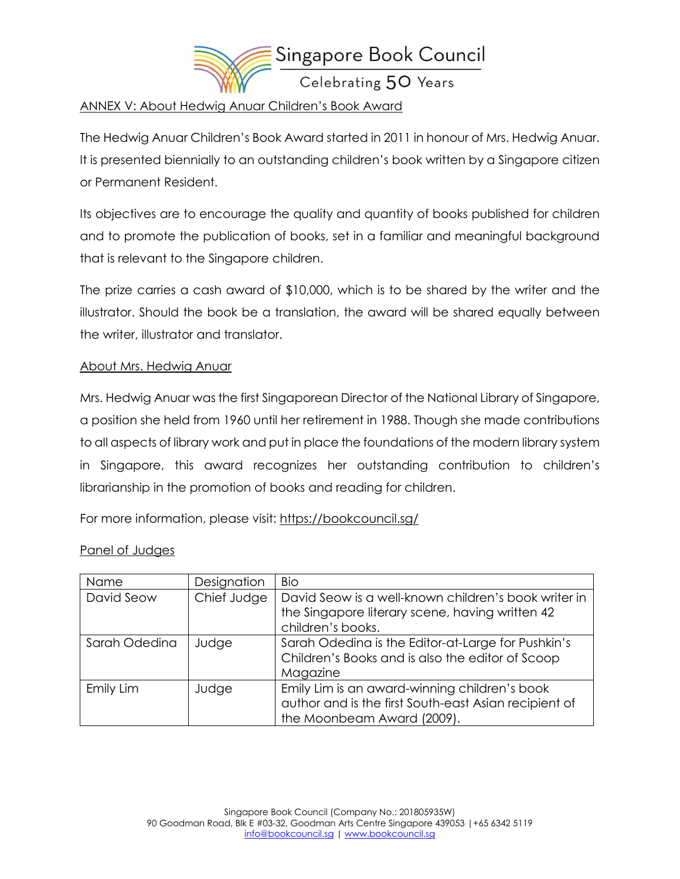## ANNEX V: About Hedwig Anuar Children's Book Award

The Hedwig Anuar Children's Book Award started in 2011 in honour of Mrs. Hedwig Anuar. It is presented biennially to an outstanding children's book written by a Singapore citizen or Permanent Resident.

Its objectives are to encourage the quality and quantity of books published for children and to promote the publication of books, set in a familiar and meaningful background that is relevant to the Singapore children.

The prize carries a cash award of $10,000, which is to be shared by the writer and the illustrator. Should the book be a translation, the award will be shared equally between the writer, illustrator and translator.

### About Mrs. Hedwig Anuar

Mrs. Hedwig Anuar was the first Singaporean Director of the National Library of Singapore, a position she held from 1960 until her retirement in 1988. Though she made contributions to all aspects of library work and put in place the foundations of the modern library system in Singapore, this award recognizes her outstanding contribution to children's librarianship in the promotion of books and reading for children.

For more information, please visit: https://bookcouncil.sg/

### Panel of Judges

| Name | Designation | Bio |
|---|---|---|
| David Seow | Chief Judge | David Seow is a well-known children's book writer in the Singapore literary scene, having written 42 children's books. |
| Sarah Odedina | Judge | Sarah Odedina is the Editor-at-Large for Pushkin's Children's Books and is also the editor of Scoop Magazine |
| Emily Lim | Judge | Emily Lim is an award-winning children's book author and is the first South-east Asian recipient of the Moonbeam Award (2009). |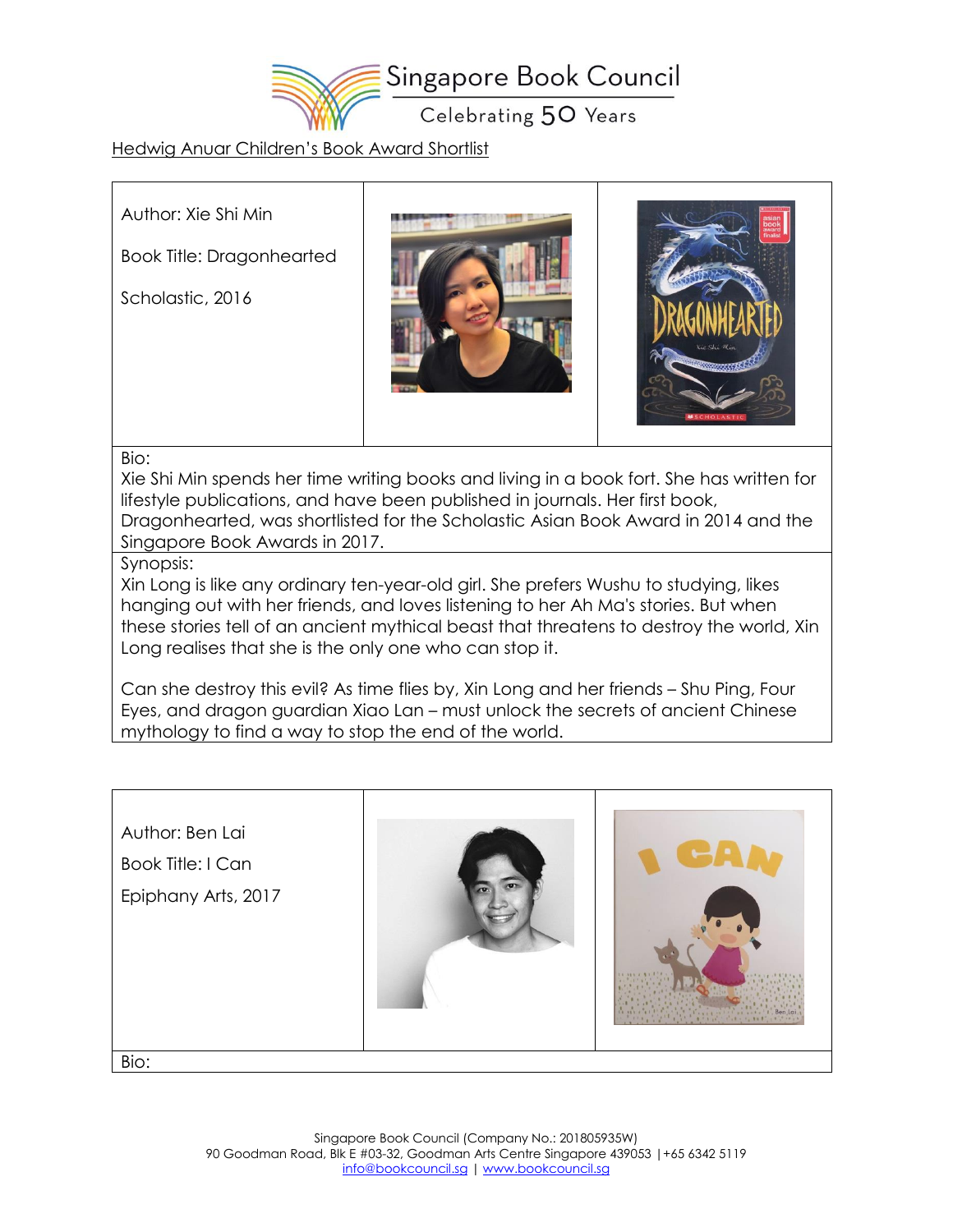Singapore Book Council

Celebrating 50 Years

Hedwig Anuar Children's Book Award Shortlist

Author: Xie Shi Min

Book Title: Dragonhearted

Scholastic, 2016

Bio:
Xie Shi Min spends her time writing books and living in a book fort. She has written for lifestyle publications, and have been published in journals. Her first book, Dragonhearted, was shortlisted for the Scholastic Asian Book Award in 2014 and the Singapore Book Awards in 2017.

Synopsis:
Xin Long is like any ordinary ten-year-old girl. She prefers Wushu to studying, likes hanging out with her friends, and loves listening to her Ah Ma's stories. But when these stories tell of an ancient mythical beast that threatens to destroy the world, Xin Long realises that she is the only one who can stop it.

Can she destroy this evil? As time flies by, Xin Long and her friends – Shu Ping, Four Eyes, and dragon guardian Xiao Lan – must unlock the secrets of ancient Chinese mythology to find a way to stop the end of the world.

Author: Ben Lai

Book Title: I Can

Epiphany Arts, 2017

Bio: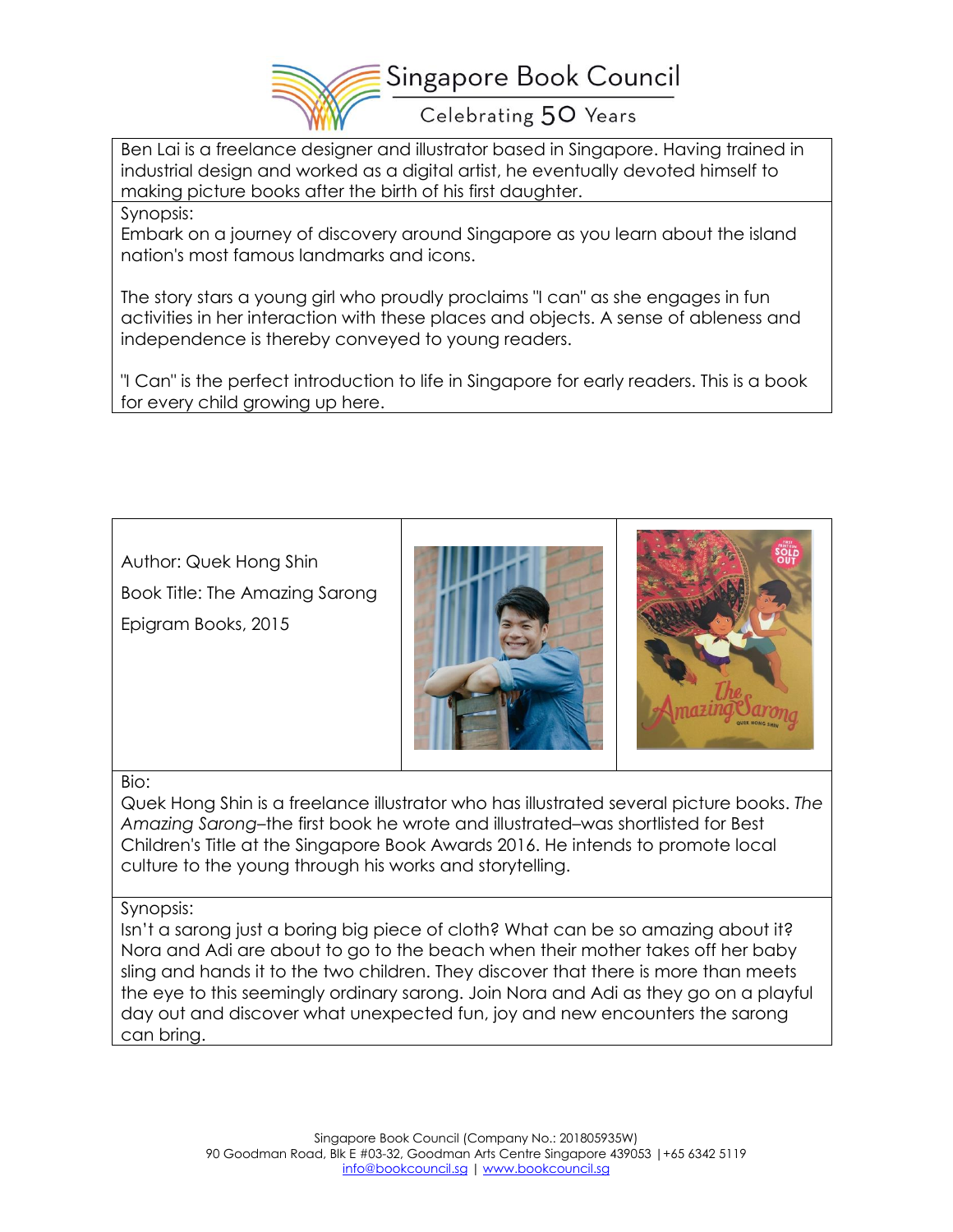Ben Lai is a freelance designer and illustrator based in Singapore. Having trained in industrial design and worked as a digital artist, he eventually devoted himself to making picture books after the birth of his first daughter.

Synopsis:

Embark on a journey of discovery around Singapore as you learn about the island nation's most famous landmarks and icons.

The story stars a young girl who proudly proclaims "I can" as she engages in fun activities in her interaction with these places and objects. A sense of ableness and independence is thereby conveyed to young readers.

"I Can" is the perfect introduction to life in Singapore for early readers. This is a book for every child growing up here.

Author: Quek Hong Shin

Book Title: The Amazing Sarong

Epigram Books, 2015

Bio:

Quek Hong Shin is a freelance illustrator who has illustrated several picture books. *The Amazing Sarong*–the first book he wrote and illustrated–was shortlisted for Best Children's Title at the Singapore Book Awards 2016. He intends to promote local culture to the young through his works and storytelling.

Synopsis:

Isn't a sarong just a boring big piece of cloth? What can be so amazing about it? Nora and Adi are about to go to the beach when their mother takes off her baby sling and hands it to the two children. They discover that there is more than meets the eye to this seemingly ordinary sarong. Join Nora and Adi as they go on a playful day out and discover what unexpected fun, joy and new encounters the sarong can bring.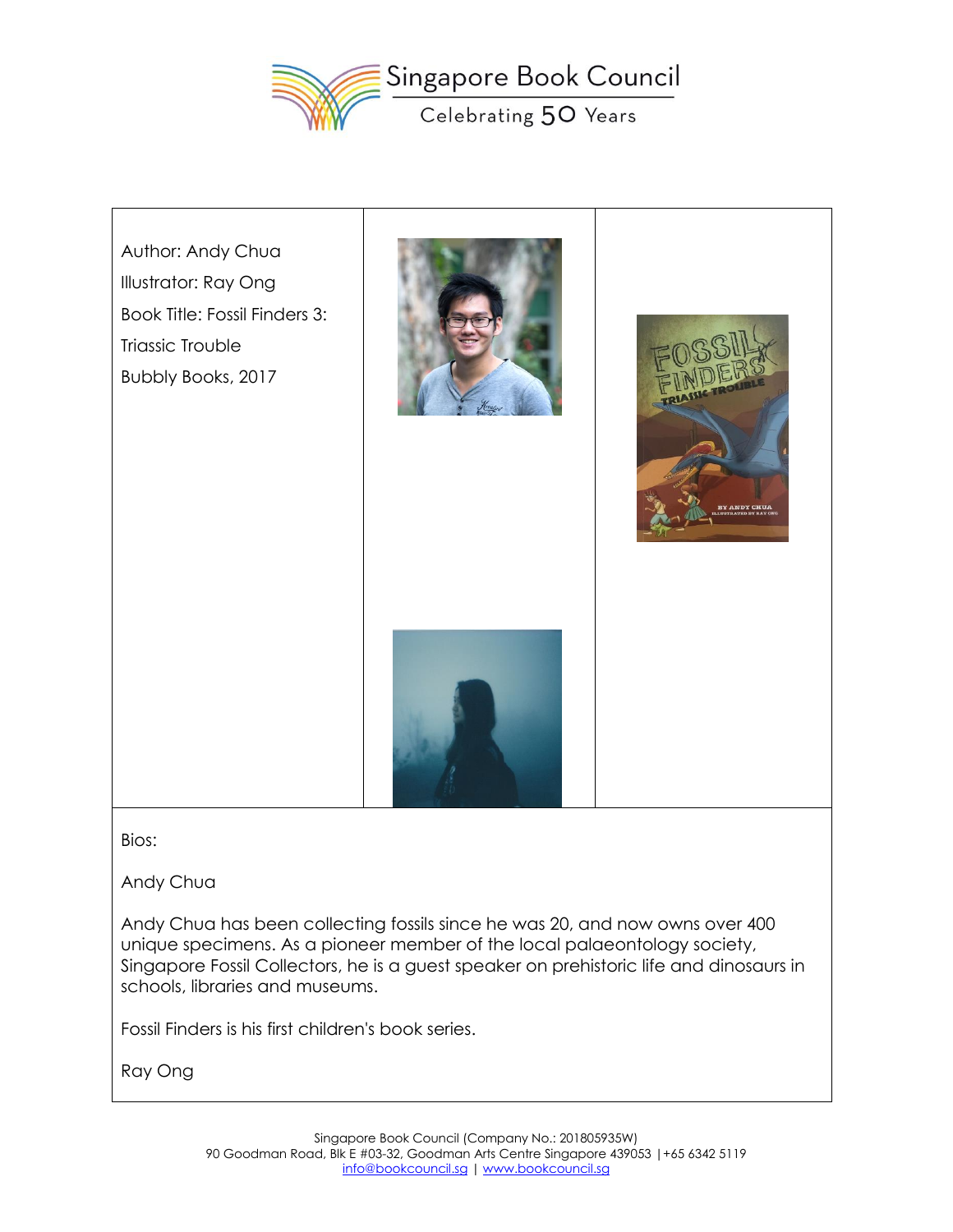Author: Andy Chua

Illustrator: Ray Ong

Book Title: Fossil Finders 3: Triassic Trouble

Bubbly Books, 2017

Bios:

Andy Chua

Andy Chua has been collecting fossils since he was 20, and now owns over 400 unique specimens. As a pioneer member of the local palaeontology society, Singapore Fossil Collectors, he is a guest speaker on prehistoric life and dinosaurs in schools, libraries and museums.

Fossil Finders is his first children's book series.

Ray Ong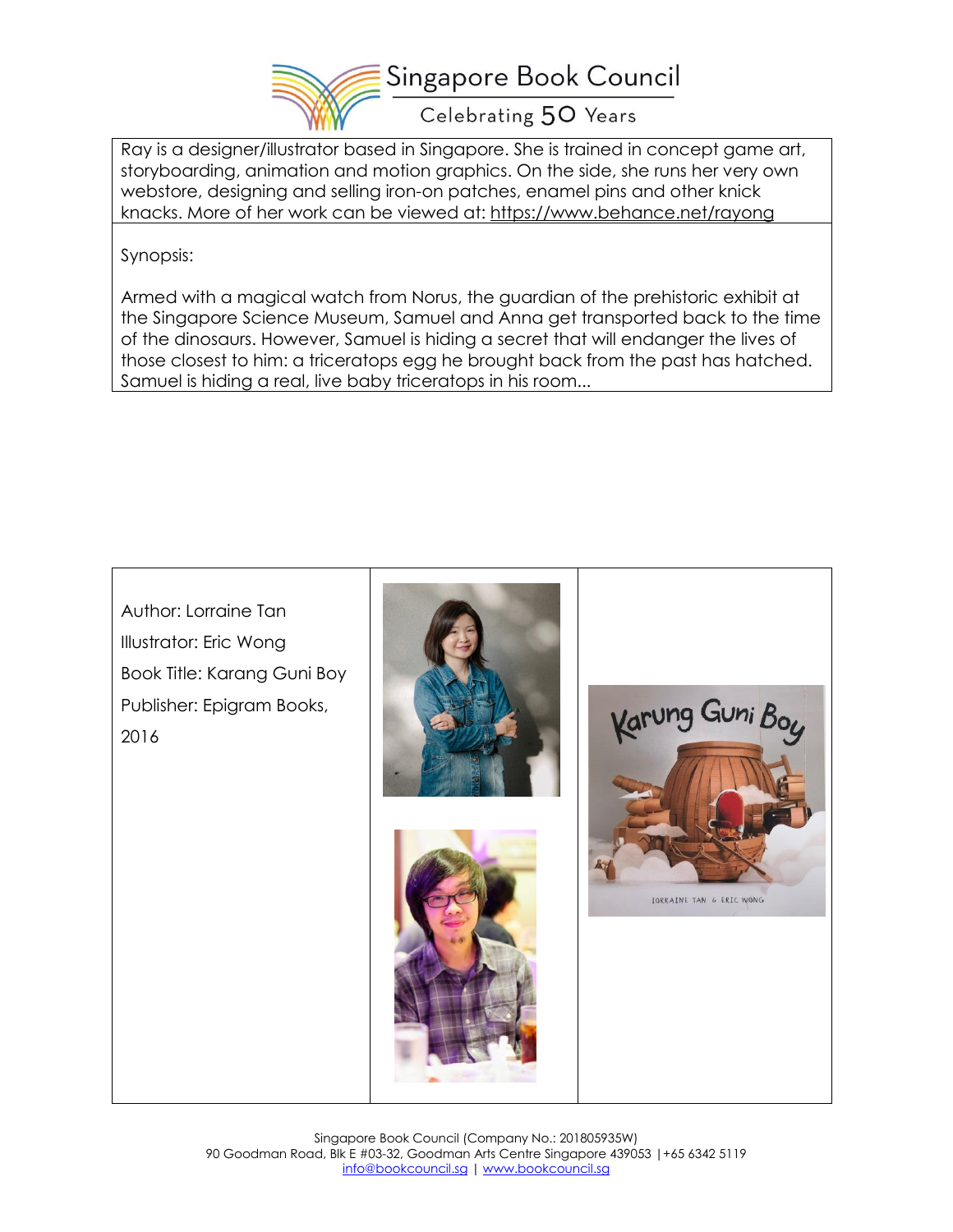Ray is a designer/illustrator based in Singapore. She is trained in concept game art, storyboarding, animation and motion graphics. On the side, she runs her very own webstore, designing and selling iron-on patches, enamel pins and other knick knacks. More of her work can be viewed at: https://www.behance.net/rayong

Synopsis:

Armed with a magical watch from Norus, the guardian of the prehistoric exhibit at the Singapore Science Museum, Samuel and Anna get transported back to the time of the dinosaurs. However, Samuel is hiding a secret that will endanger the lives of those closest to him: a triceratops egg he brought back from the past has hatched. Samuel is hiding a real, live baby triceratops in his room...

Author: Lorraine Tan

Illustrator: Eric Wong

Book Title: Karang Guni Boy

Publisher: Epigram Books, 2016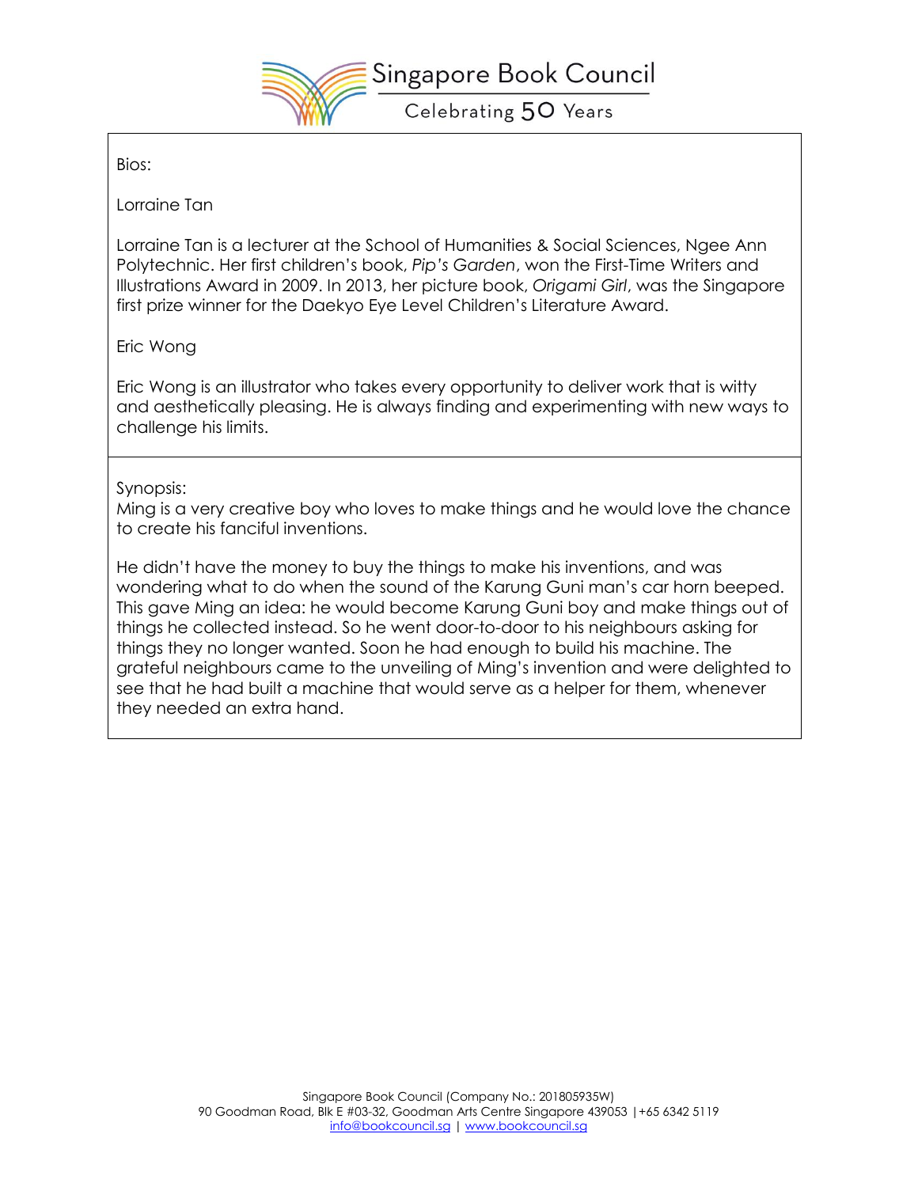Bios:

Lorraine Tan

Lorraine Tan is a lecturer at the School of Humanities & Social Sciences, Ngee Ann Polytechnic. Her first children's book, *Pip's Garden*, won the First-Time Writers and Illustrations Award in 2009. In 2013, her picture book, *Origami Girl*, was the Singapore first prize winner for the Daekyo Eye Level Children's Literature Award.

Eric Wong

Eric Wong is an illustrator who takes every opportunity to deliver work that is witty and aesthetically pleasing. He is always finding and experimenting with new ways to challenge his limits.

---

Synopsis:

Ming is a very creative boy who loves to make things and he would love the chance to create his fanciful inventions.

He didn't have the money to buy the things to make his inventions, and was wondering what to do when the sound of the Karung Guni man's car horn beeped. This gave Ming an idea: he would become Karung Guni boy and make things out of things he collected instead. So he went door-to-door to his neighbours asking for things they no longer wanted. Soon he had enough to build his machine. The grateful neighbours came to the unveiling of Ming's invention and were delighted to see that he had built a machine that would serve as a helper for them, whenever they needed an extra hand.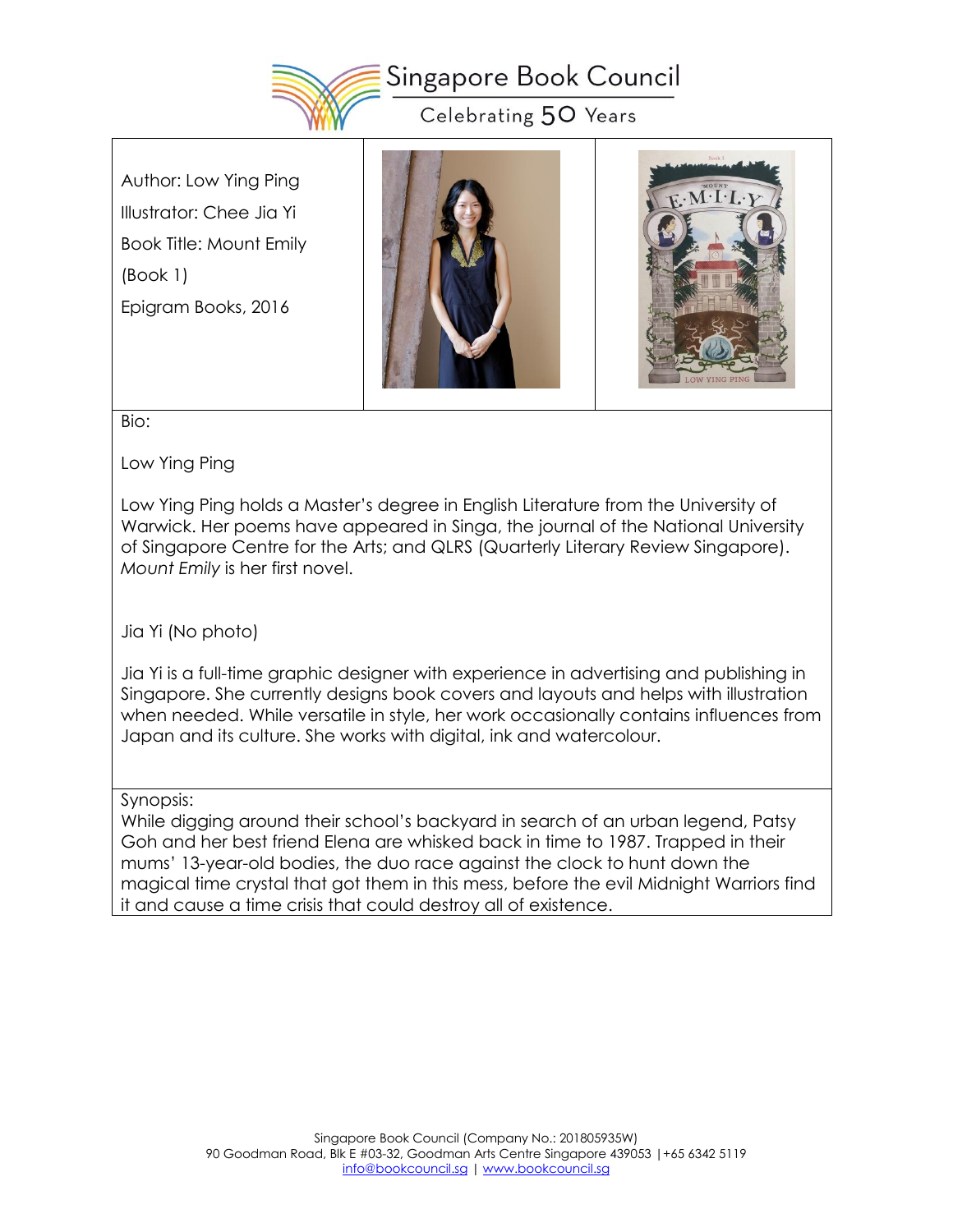Author: Low Ying Ping

Illustrator: Chee Jia Yi

Book Title: Mount Emily

(Book 1)

Epigram Books, 2016

Bio:

Low Ying Ping

Low Ying Ping holds a Master's degree in English Literature from the University of Warwick. Her poems have appeared in Singa, the journal of the National University of Singapore Centre for the Arts; and QLRS (Quarterly Literary Review Singapore). *Mount Emily* is her first novel.

Jia Yi (No photo)

Jia Yi is a full-time graphic designer with experience in advertising and publishing in Singapore. She currently designs book covers and layouts and helps with illustration when needed. While versatile in style, her work occasionally contains influences from Japan and its culture. She works with digital, ink and watercolour.

Synopsis:

While digging around their school's backyard in search of an urban legend, Patsy Goh and her best friend Elena are whisked back in time to 1987. Trapped in their mums' 13-year-old bodies, the duo race against the clock to hunt down the magical time crystal that got them in this mess, before the evil Midnight Warriors find it and cause a time crisis that could destroy all of existence.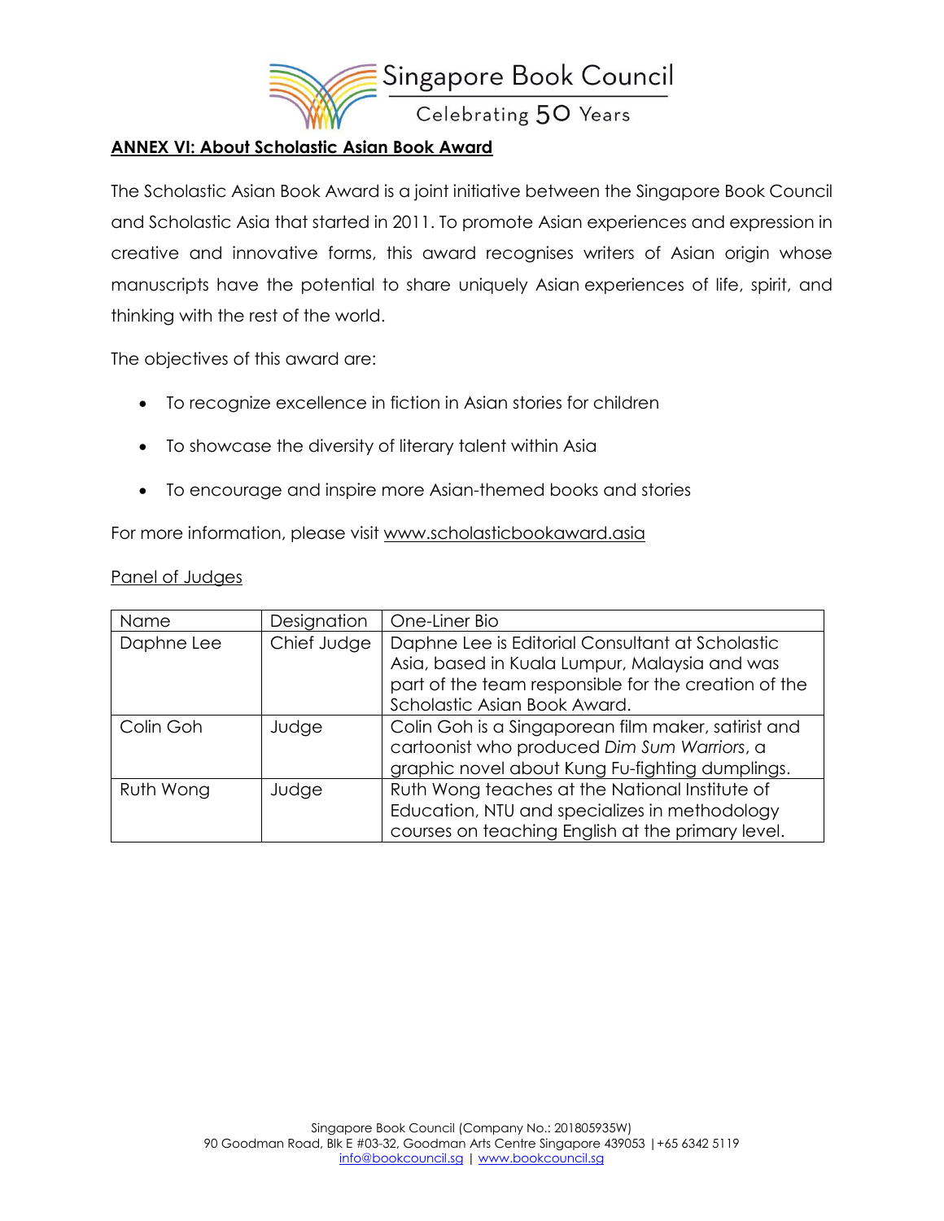## ANNEX VI: About Scholastic Asian Book Award

The Scholastic Asian Book Award is a joint initiative between the Singapore Book Council and Scholastic Asia that started in 2011. To promote Asian experiences and expression in creative and innovative forms, this award recognises writers of Asian origin whose manuscripts have the potential to share uniquely Asian experiences of life, spirit, and thinking with the rest of the world.

The objectives of this award are:

- To recognize excellence in fiction in Asian stories for children
- To showcase the diversity of literary talent within Asia
- To encourage and inspire more Asian-themed books and stories

For more information, please visit www.scholasticbookaward.asia

Panel of Judges

| Name | Designation | One-Liner Bio |
|---|---|---|
| Daphne Lee | Chief Judge | Daphne Lee is Editorial Consultant at Scholastic Asia, based in Kuala Lumpur, Malaysia and was part of the team responsible for the creation of the Scholastic Asian Book Award. |
| Colin Goh | Judge | Colin Goh is a Singaporean film maker, satirist and cartoonist who produced *Dim Sum Warriors*, a graphic novel about Kung Fu-fighting dumplings. |
| Ruth Wong | Judge | Ruth Wong teaches at the National Institute of Education, NTU and specializes in methodology courses on teaching English at the primary level. |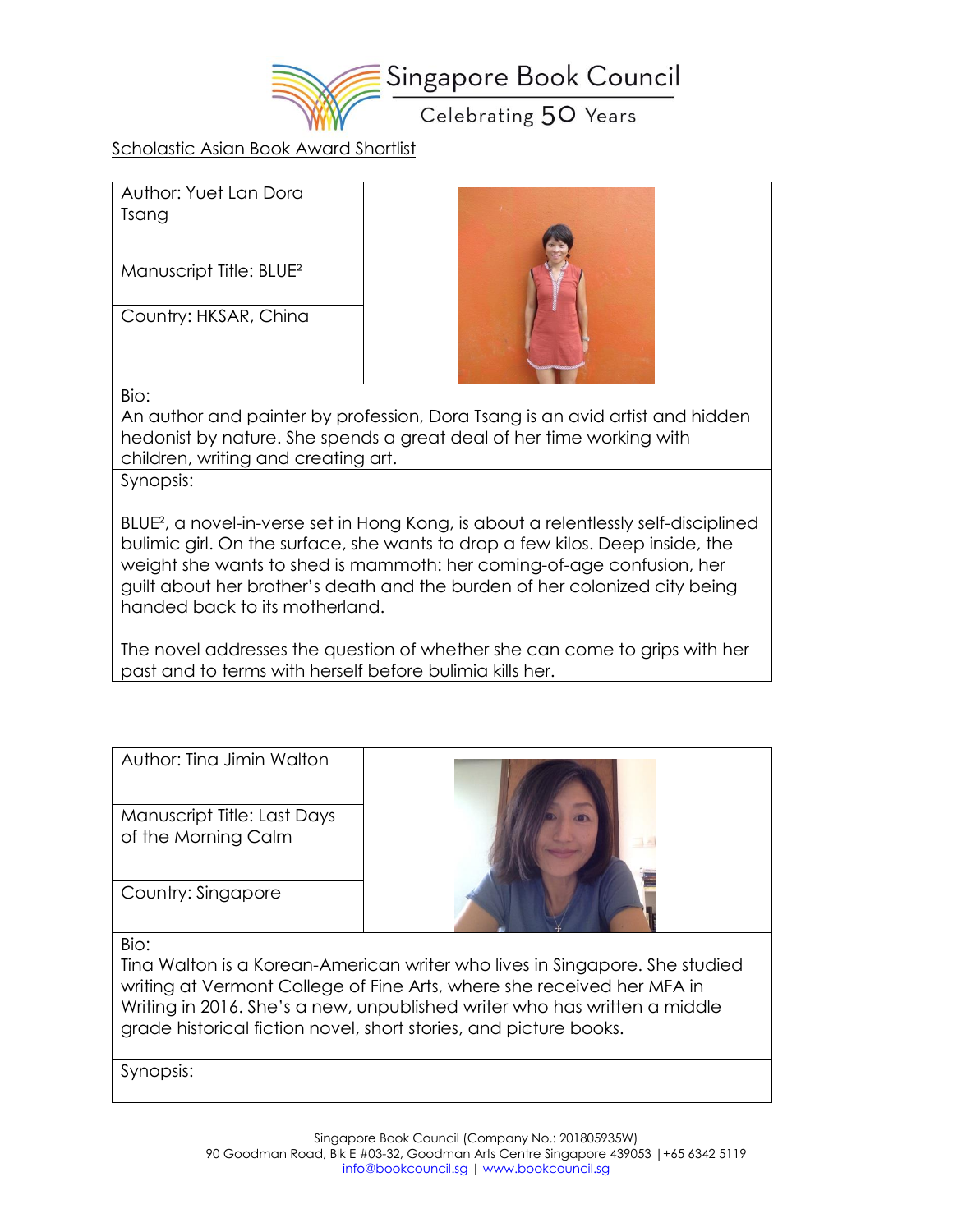Singapore Book Council

Celebrating 50 Years

Scholastic Asian Book Award Shortlist

Author: Yuet Lan Dora Tsang

Manuscript Title: BLUE²

Country: HKSAR, China

Bio:
An author and painter by profession, Dora Tsang is an avid artist and hidden hedonist by nature. She spends a great deal of her time working with children, writing and creating art.

Synopsis:

BLUE², a novel-in-verse set in Hong Kong, is about a relentlessly self-disciplined bulimic girl. On the surface, she wants to drop a few kilos. Deep inside, the weight she wants to shed is mammoth: her coming-of-age confusion, her guilt about her brother's death and the burden of her colonized city being handed back to its motherland.

The novel addresses the question of whether she can come to grips with her past and to terms with herself before bulimia kills her.

Author: Tina Jimin Walton

Manuscript Title: Last Days of the Morning Calm

Country: Singapore

Bio:
Tina Walton is a Korean-American writer who lives in Singapore. She studied writing at Vermont College of Fine Arts, where she received her MFA in Writing in 2016. She's a new, unpublished writer who has written a middle grade historical fiction novel, short stories, and picture books.

Synopsis: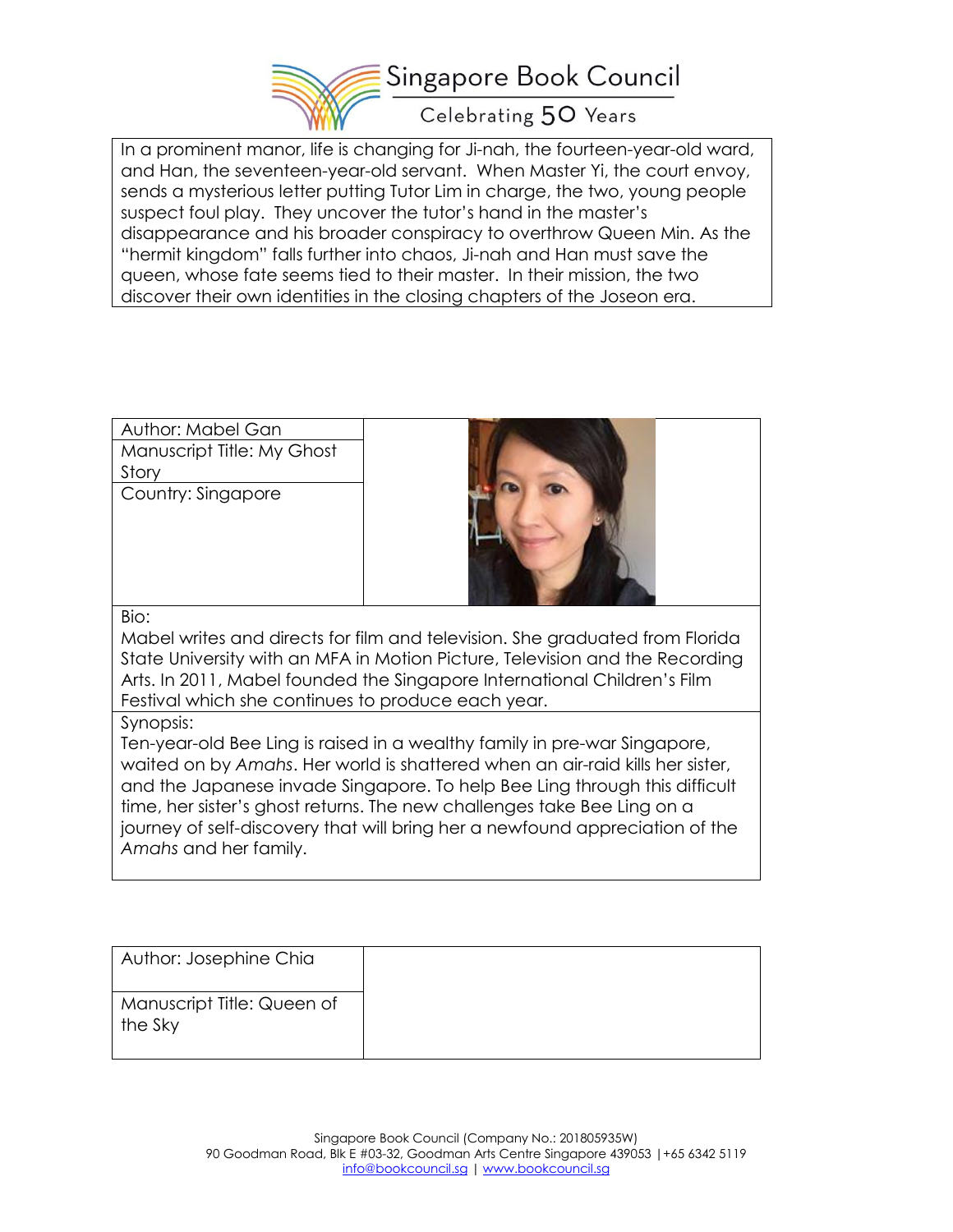In a prominent manor, life is changing for Ji-nah, the fourteen-year-old ward, and Han, the seventeen-year-old servant. When Master Yi, the court envoy, sends a mysterious letter putting Tutor Lim in charge, the two, young people suspect foul play. They uncover the tutor's hand in the master's disappearance and his broader conspiracy to overthrow Queen Min. As the "hermit kingdom" falls further into chaos, Ji-nah and Han must save the queen, whose fate seems tied to their master. In their mission, the two discover their own identities in the closing chapters of the Joseon era.

Author: Mabel Gan

Manuscript Title: My Ghost Story

Country: Singapore

Bio:
Mabel writes and directs for film and television. She graduated from Florida State University with an MFA in Motion Picture, Television and the Recording Arts. In 2011, Mabel founded the Singapore International Children's Film Festival which she continues to produce each year.

Synopsis:
Ten-year-old Bee Ling is raised in a wealthy family in pre-war Singapore, waited on by *Amahs*. Her world is shattered when an air-raid kills her sister, and the Japanese invade Singapore. To help Bee Ling through this difficult time, her sister's ghost returns. The new challenges take Bee Ling on a journey of self-discovery that will bring her a newfound appreciation of the *Amahs* and her family.

Author: Josephine Chia

Manuscript Title: Queen of the Sky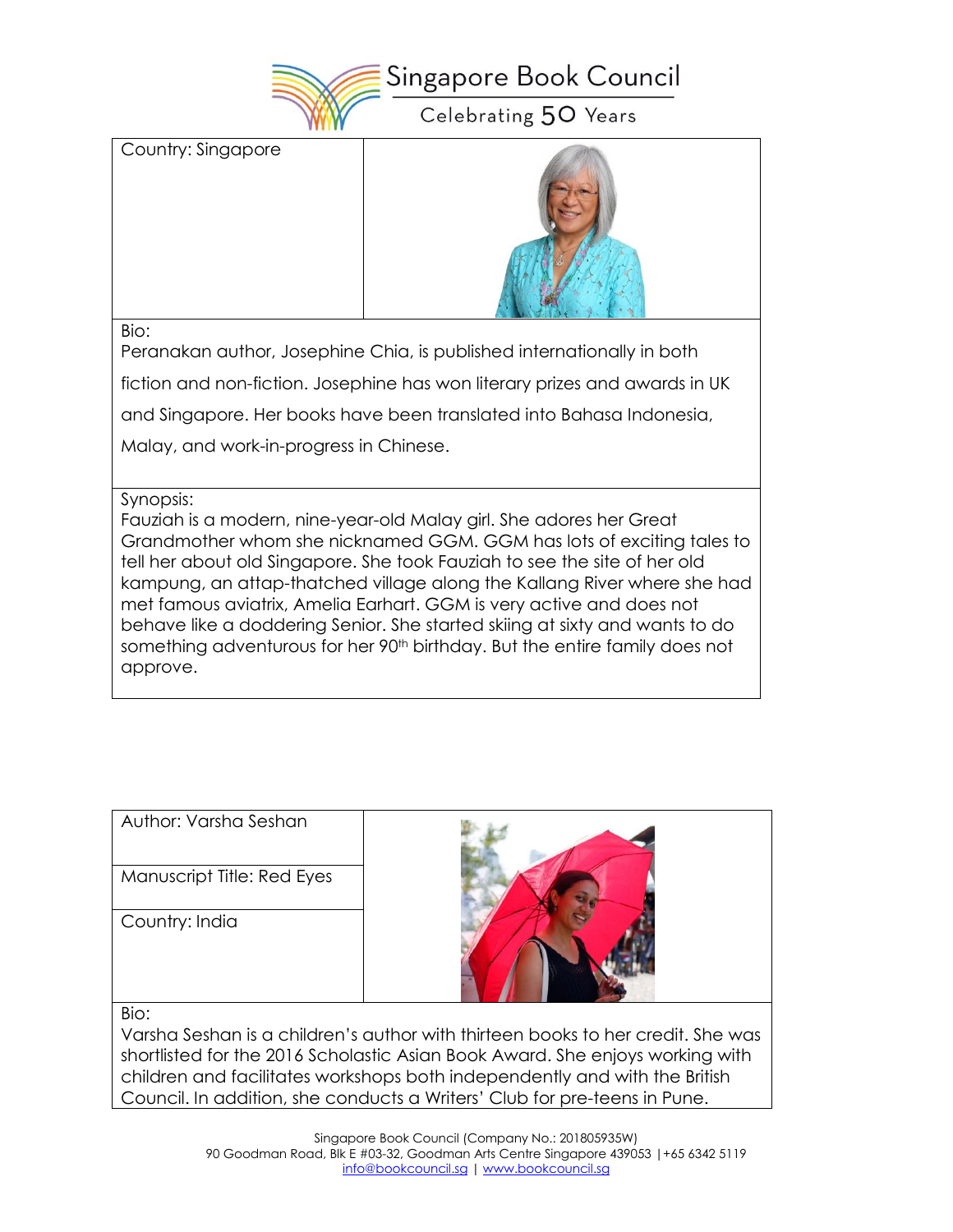Singapore Book Council

Celebrating 50 Years

| Country: Singapore | |
|---|---|

Bio:
Peranakan author, Josephine Chia, is published internationally in both fiction and non-fiction. Josephine has won literary prizes and awards in UK and Singapore. Her books have been translated into Bahasa Indonesia, Malay, and work-in-progress in Chinese.

Synopsis:
Fauziah is a modern, nine-year-old Malay girl. She adores her Great Grandmother whom she nicknamed GGM. GGM has lots of exciting tales to tell her about old Singapore. She took Fauziah to see the site of her old kampung, an attap-thatched village along the Kallang River where she had met famous aviatrix, Amelia Earhart. GGM is very active and does not behave like a doddering Senior. She started skiing at sixty and wants to do something adventurous for her 90th birthday. But the entire family does not approve.

| Author: Varsha Seshan | |
|---|---|
| Manuscript Title: Red Eyes | |
| Country: India | |

Bio:
Varsha Seshan is a children's author with thirteen books to her credit. She was shortlisted for the 2016 Scholastic Asian Book Award. She enjoys working with children and facilitates workshops both independently and with the British Council. In addition, she conducts a Writers' Club for pre-teens in Pune.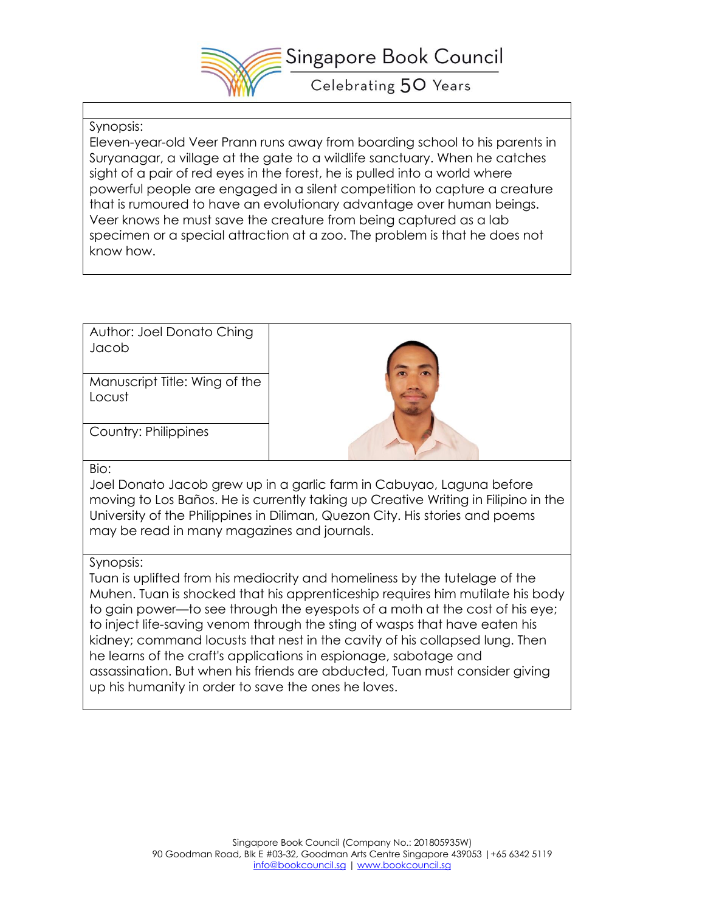Singapore Book Council

Celebrating 50 Years

| |
|---|
| Synopsis:<br>Eleven-year-old Veer Prann runs away from boarding school to his parents in Suryanagar, a village at the gate to a wildlife sanctuary. When he catches sight of a pair of red eyes in the forest, he is pulled into a world where powerful people are engaged in a silent competition to capture a creature that is rumoured to have an evolutionary advantage over human beings. Veer knows he must save the creature from being captured as a lab specimen or a special attraction at a zoo. The problem is that he does not know how. |

| | |
|---|---|
| Author: Joel Donato Ching Jacob | |
| Manuscript Title: Wing of the Locust | |
| Country: Philippines | |
| Bio:<br>Joel Donato Jacob grew up in a garlic farm in Cabuyao, Laguna before moving to Los Baños. He is currently taking up Creative Writing in Filipino in the University of the Philippines in Diliman, Quezon City. His stories and poems may be read in many magazines and journals. | |
| Synopsis:<br>Tuan is uplifted from his mediocrity and homeliness by the tutelage of the Muhen. Tuan is shocked that his apprenticeship requires him mutilate his body to gain power—to see through the eyespots of a moth at the cost of his eye; to inject life-saving venom through the sting of wasps that have eaten his kidney; command locusts that nest in the cavity of his collapsed lung. Then he learns of the craft's applications in espionage, sabotage and assassination. But when his friends are abducted, Tuan must consider giving up his humanity in order to save the ones he loves. | |

Singapore Book Council (Company No.: 201805935W)
90 Goodman Road, Blk E #03-32, Goodman Arts Centre Singapore 439053 | +65 6342 5119
info@bookcouncil.sg | www.bookcouncil.sg